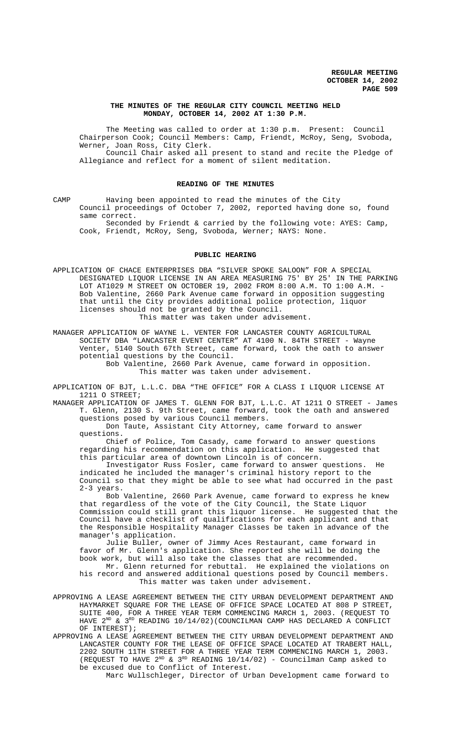# THE MINUTES OF THE REGULAR CITY COUNCIL MEETING HELD MONDAY, OCTOBER 14, 2002 AT 1:30 P.M.

The Meeting was called to order at 1:30 p.m. Present: Council Chairperson Cook; Council Members: Camp, Friendt, McRoy, Seng, Svoboda, Werner, Joan Ross, City Clerk.

Council Chair asked all present to stand and recite the Pledge of Allegiance and reflect for a moment of silent meditation.

## READING OF THE MINUTES

CAMP Having been appointed to read the minutes of the City Council proceedings of October 7, 2002, reported having done so, found same correct.

Seconded by Friendt & carried by the following vote: AYES: Camp, Cook, Friendt, McRoy, Seng, Svoboda, Werner; NAYS: None.

## PUBLIC HEARING

APPLICATION OF CHACE ENTERPRISES DBA "SILVER SPOKE SALOON" FOR A SPECIAL DESIGNATED LIQUOR LICENSE IN AN AREA MEASURING 75' BY 25' IN THE PARKING LOT AT1029 M STREET ON OCTOBER 19, 2002 FROM 8:00 A.M. TO 1:00 A.M. - Bob Valentine, 2660 Park Avenue came forward in opposition suggesting that until the City provides additional police protection, liquor licenses should not be granted by the Council.

This matter was taken under advisement.

MANAGER APPLICATION OF WAYNE L. VENTER FOR LANCASTER COUNTY AGRICULTURAL SOCIETY DBA "LANCASTER EVENT CENTER" AT 4100 N. 84TH STREET - Wayne Venter, 5140 South 67th Street, came forward, took the oath to answer potential questions by the Council.

Bob Valentine, 2660 Park Avenue, came forward in opposition.

This matter was taken under advisement.

APPLICATION OF BJT, L.L.C. DBA "THE OFFICE" FOR A CLASS I LIQUOR LICENSE AT 1211 O STREET;

MANAGER APPLICATION OF JAMES T. GLENN FOR BJT, L.L.C. AT 1211 O STREET - James T. Glenn, 2130 S. 9th Street, came forward, took the oath and answered questions posed by various Council members.

Don Taute, Assistant City Attorney, came forward to answer questions.

Chief of Police, Tom Casady, came forward to answer questions regarding his recommendation on this application. He suggested that this particular area of downtown Lincoln is of concern.

Investigator Russ Fosler, came forward to answer questions. He indicated he included the manager's criminal history report to the Council so that they might be able to see what had occurred in the past 2-3 years.

Bob Valentine, 2660 Park Avenue, came forward to express he knew that regardless of the vote of the City Council, the State Liquor Commission could still grant this liquor license. He suggested that the Council have a checklist of qualifications for each applicant and that the Responsible Hospitality Manager Classes be taken in advance of the manager's application.

Julie Buller, owner of Jimmy Aces Restaurant, came forward in favor of Mr. Glenn's application. She reported she will be doing the book work, but will also take the classes that are recommended.

Mr. Glenn returned for rebuttal. He explained the violations on his record and answered additional questions posed by Council members.

This matter was taken under advisement.

APPROVING A LEASE AGREEMENT BETWEEN THE CITY URBAN DEVELOPMENT DEPARTMENT AND HAYMARKET SQUARE FOR THE LEASE OF OFFICE SPACE LOCATED AT 808 P STREET, SUITE 400, FOR A THREE YEAR TERM COMMENCING MARCH 1, 2003. (REQUEST TO HAVE 2ND & 3RD READING 10/14/02)(COUNCILMAN CAMP HAS DECLARED A CONFLICT OF INTEREST);

APPROVING A LEASE AGREEMENT BETWEEN THE CITY URBAN DEVELOPMENT DEPARTMENT AND LANCASTER COUNTY FOR THE LEASE OF OFFICE SPACE LOCATED AT TRABERT HALL, 2202 SOUTH 11TH STREET FOR A THREE YEAR TERM COMMENCING MARCH 1, 2003. (REQUEST TO HAVE 2ND & 3RD READING 10/14/02) - Councilman Camp asked to be excused due to Conflict of Interest.

Marc Wullschleger, Director of Urban Development came forward to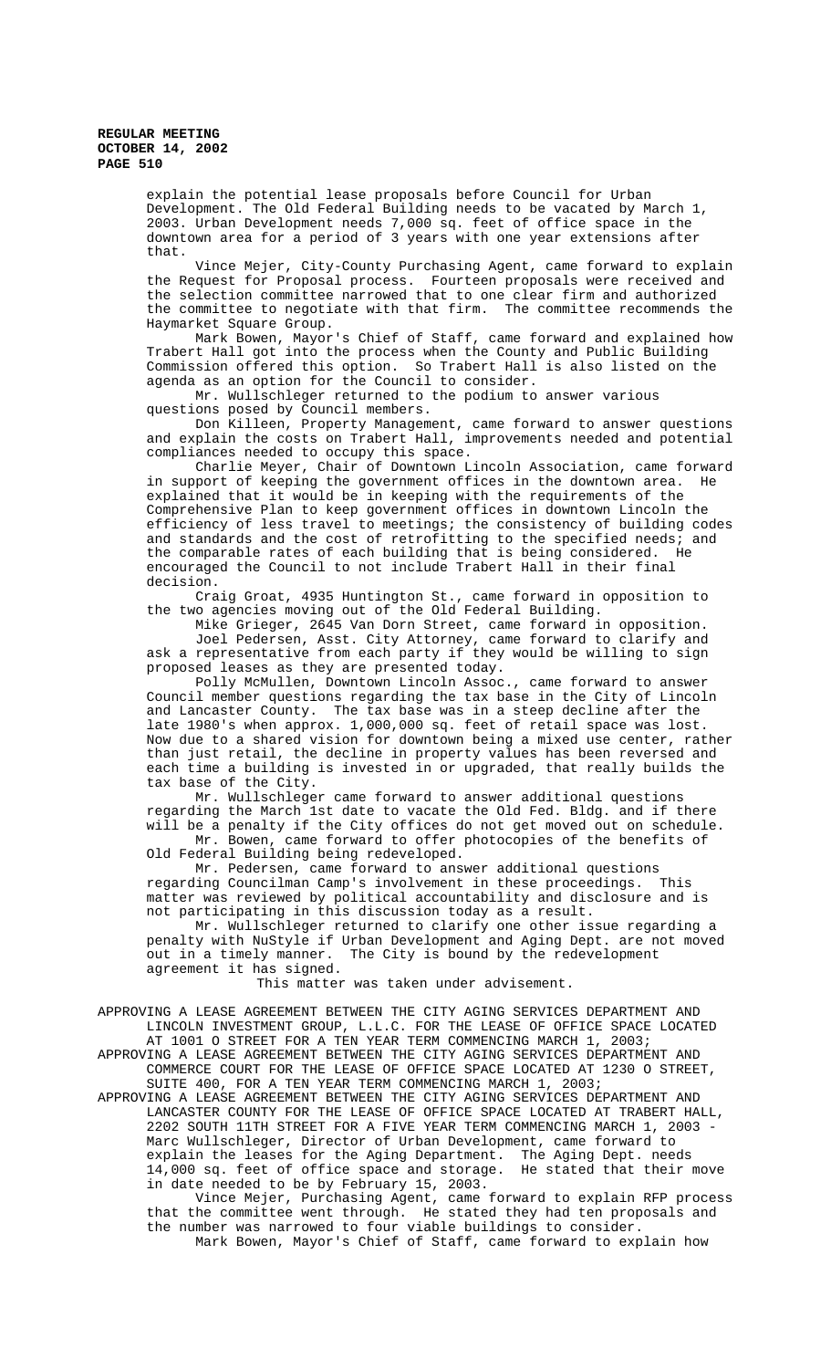explain the potential lease proposals before Council for Urban Development. The Old Federal Building needs to be vacated by March 1, 2003. Urban Development needs 7,000 sq. feet of office space in the downtown area for a period of 3 years with one year extensions after that.

Vince Mejer, City-County Purchasing Agent, came forward to explain the Request for Proposal process. Fourteen proposals were received and the selection committee narrowed that to one clear firm and authorized the committee to negotiate with that firm. The committee recommends the Haymarket Square Group.

Mark Bowen, Mayor's Chief of Staff, came forward and explained how Trabert Hall got into the process when the County and Public Building Commission offered this option. So Trabert Hall is also listed on the agenda as an option for the Council to consider.

Mr. Wullschleger returned to the podium to answer various questions posed by Council members.

Don Killeen, Property Management, came forward to answer questions and explain the costs on Trabert Hall, improvements needed and potential compliances needed to occupy this space.

Charlie Meyer, Chair of Downtown Lincoln Association, came forward in support of keeping the government offices in the downtown area. He explained that it would be in keeping with the requirements of the Comprehensive Plan to keep government offices in downtown Lincoln the efficiency of less travel to meetings; the consistency of building codes and standards and the cost of retrofitting to the specified needs; and the comparable rates of each building that is being considered. He encouraged the Council to not include Trabert Hall in their final decision.

Craig Groat, 4935 Huntington St., came forward in opposition to the two agencies moving out of the Old Federal Building.

Mike Grieger, 2645 Van Dorn Street, came forward in opposition.

Joel Pedersen, Asst. City Attorney, came forward to clarify and ask a representative from each party if they would be willing to sign proposed leases as they are presented today.

Polly McMullen, Downtown Lincoln Assoc., came forward to answer Council member questions regarding the tax base in the City of Lincoln and Lancaster County. The tax base was in a steep decline after the late 1980's when approx. 1,000,000 sq. feet of retail space was lost. Now due to a shared vision for downtown being a mixed use center, rather than just retail, the decline in property values has been reversed and each time a building is invested in or upgraded, that really builds the tax base of the City.

Mr. Wullschleger came forward to answer additional questions regarding the March 1st date to vacate the Old Fed. Bldg. and if there will be a penalty if the City offices do not get moved out on schedule.

Mr. Bowen, came forward to offer photocopies of the benefits of Old Federal Building being redeveloped.

Mr. Pedersen, came forward to answer additional questions regarding Councilman Camp's involvement in these proceedings. This matter was reviewed by political accountability and disclosure and is not participating in this discussion today as a result.

Mr. Wullschleger returned to clarify one other issue regarding a penalty with NuStyle if Urban Development and Aging Dept. are not moved out in a timely manner. The City is bound by the redevelopment agreement it has signed.

This matter was taken under advisement.

APPROVING A LEASE AGREEMENT BETWEEN THE CITY AGING SERVICES DEPARTMENT AND LINCOLN INVESTMENT GROUP, L.L.C. FOR THE LEASE OF OFFICE SPACE LOCATED AT 1001 O STREET FOR A TEN YEAR TERM COMMENCING MARCH 1, 2003;
APPROVING A LEASE AGREEMENT BETWEEN THE CITY AGING SERVICES DEPARTMENT AND COMMERCE COURT FOR THE LEASE OF OFFICE SPACE LOCATED AT 1230 O STREET, SUITE 400, FOR A TEN YEAR TERM COMMENCING MARCH 1, 2003;
APPROVING A LEASE AGREEMENT BETWEEN THE CITY AGING SERVICES DEPARTMENT AND LANCASTER COUNTY FOR THE LEASE OF OFFICE SPACE LOCATED AT TRABERT HALL, 2202 SOUTH 11TH STREET FOR A FIVE YEAR TERM COMMENCING MARCH 1, 2003 - Marc Wullschleger, Director of Urban Development, came forward to explain the leases for the Aging Department. The Aging Dept. needs 14,000 sq. feet of office space and storage. He stated that their move in date needed to be by February 15, 2003.

Vince Mejer, Purchasing Agent, came forward to explain RFP process that the committee went through. He stated they had ten proposals and the number was narrowed to four viable buildings to consider.

Mark Bowen, Mayor's Chief of Staff, came forward to explain how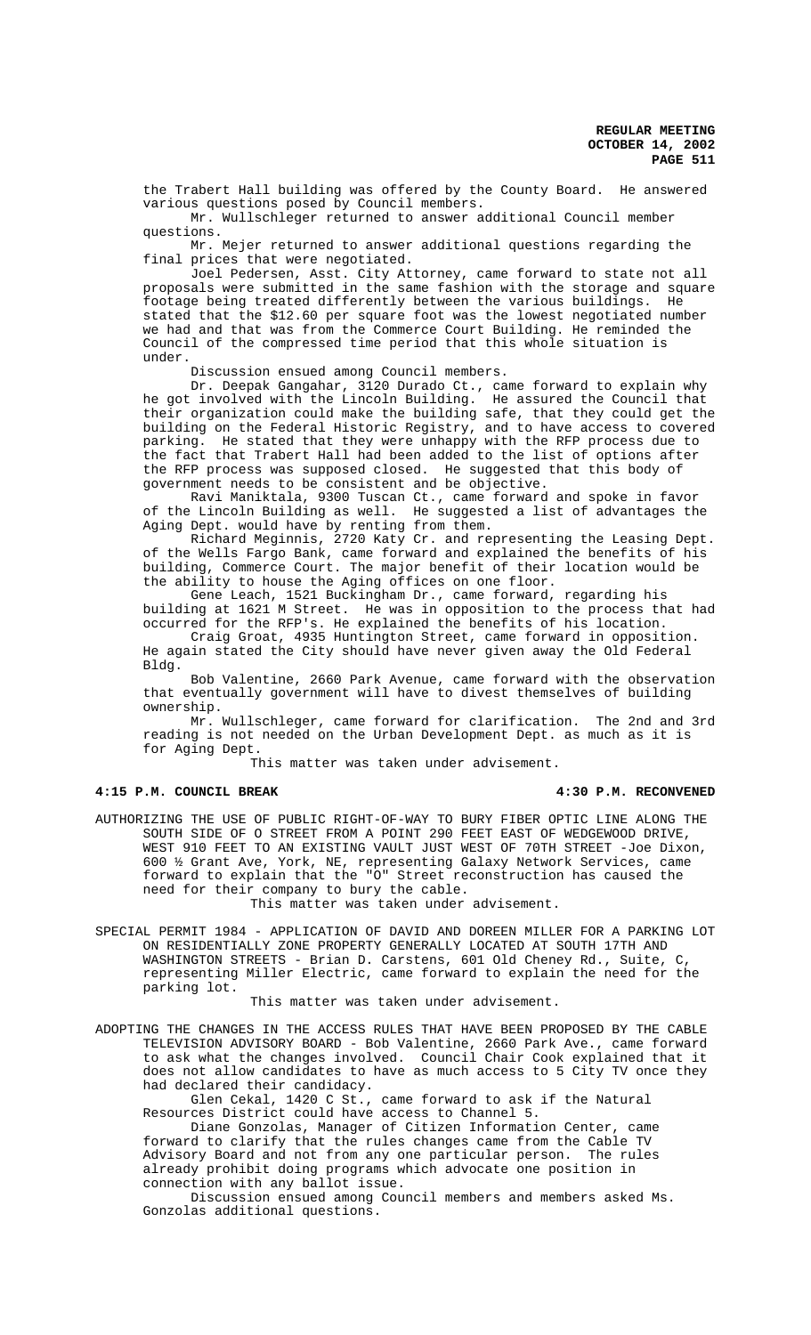the Trabert Hall building was offered by the County Board. He answered various questions posed by Council members.

Mr. Wullschleger returned to answer additional Council member questions.

Mr. Mejer returned to answer additional questions regarding the final prices that were negotiated.

Joel Pedersen, Asst. City Attorney, came forward to state not all proposals were submitted in the same fashion with the storage and square footage being treated differently between the various buildings. He stated that the $12.60 per square foot was the lowest negotiated number we had and that was from the Commerce Court Building. He reminded the Council of the compressed time period that this whole situation is under.

Discussion ensued among Council members.

Dr. Deepak Gangahar, 3120 Durado Ct., came forward to explain why he got involved with the Lincoln Building. He assured the Council that their organization could make the building safe, that they could get the building on the Federal Historic Registry, and to have access to covered parking. He stated that they were unhappy with the RFP process due to the fact that Trabert Hall had been added to the list of options after the RFP process was supposed closed. He suggested that this body of government needs to be consistent and be objective.

Ravi Maniktala, 9300 Tuscan Ct., came forward and spoke in favor of the Lincoln Building as well. He suggested a list of advantages the Aging Dept. would have by renting from them.

Richard Meginnis, 2720 Katy Cr. and representing the Leasing Dept. of the Wells Fargo Bank, came forward and explained the benefits of his building, Commerce Court. The major benefit of their location would be the ability to house the Aging offices on one floor.

Gene Leach, 1521 Buckingham Dr., came forward, regarding his building at 1621 M Street. He was in opposition to the process that had occurred for the RFP's. He explained the benefits of his location.

Craig Groat, 4935 Huntington Street, came forward in opposition. He again stated the City should have never given away the Old Federal Bldg.

Bob Valentine, 2660 Park Avenue, came forward with the observation that eventually government will have to divest themselves of building ownership.

Mr. Wullschleger, came forward for clarification. The 2nd and 3rd reading is not needed on the Urban Development Dept. as much as it is for Aging Dept.

This matter was taken under advisement.

**4:15 P.M. COUNCIL BREAK** **4:30 P.M. RECONVENED**

AUTHORIZING THE USE OF PUBLIC RIGHT-OF-WAY TO BURY FIBER OPTIC LINE ALONG THE SOUTH SIDE OF O STREET FROM A POINT 290 FEET EAST OF WEDGEWOOD DRIVE, WEST 910 FEET TO AN EXISTING VAULT JUST WEST OF 70TH STREET -Joe Dixon, 600 ½ Grant Ave, York, NE, representing Galaxy Network Services, came forward to explain that the "O" Street reconstruction has caused the need for their company to bury the cable.

This matter was taken under advisement.

SPECIAL PERMIT 1984 - APPLICATION OF DAVID AND DOREEN MILLER FOR A PARKING LOT ON RESIDENTIALLY ZONE PROPERTY GENERALLY LOCATED AT SOUTH 17TH AND WASHINGTON STREETS - Brian D. Carstens, 601 Old Cheney Rd., Suite, C, representing Miller Electric, came forward to explain the need for the parking lot.

This matter was taken under advisement.

ADOPTING THE CHANGES IN THE ACCESS RULES THAT HAVE BEEN PROPOSED BY THE CABLE TELEVISION ADVISORY BOARD - Bob Valentine, 2660 Park Ave., came forward to ask what the changes involved. Council Chair Cook explained that it does not allow candidates to have as much access to 5 City TV once they had declared their candidacy.

Glen Cekal, 1420 C St., came forward to ask if the Natural Resources District could have access to Channel 5.

Diane Gonzolas, Manager of Citizen Information Center, came forward to clarify that the rules changes came from the Cable TV Advisory Board and not from any one particular person. The rules already prohibit doing programs which advocate one position in connection with any ballot issue.

Discussion ensued among Council members and members asked Ms. Gonzolas additional questions.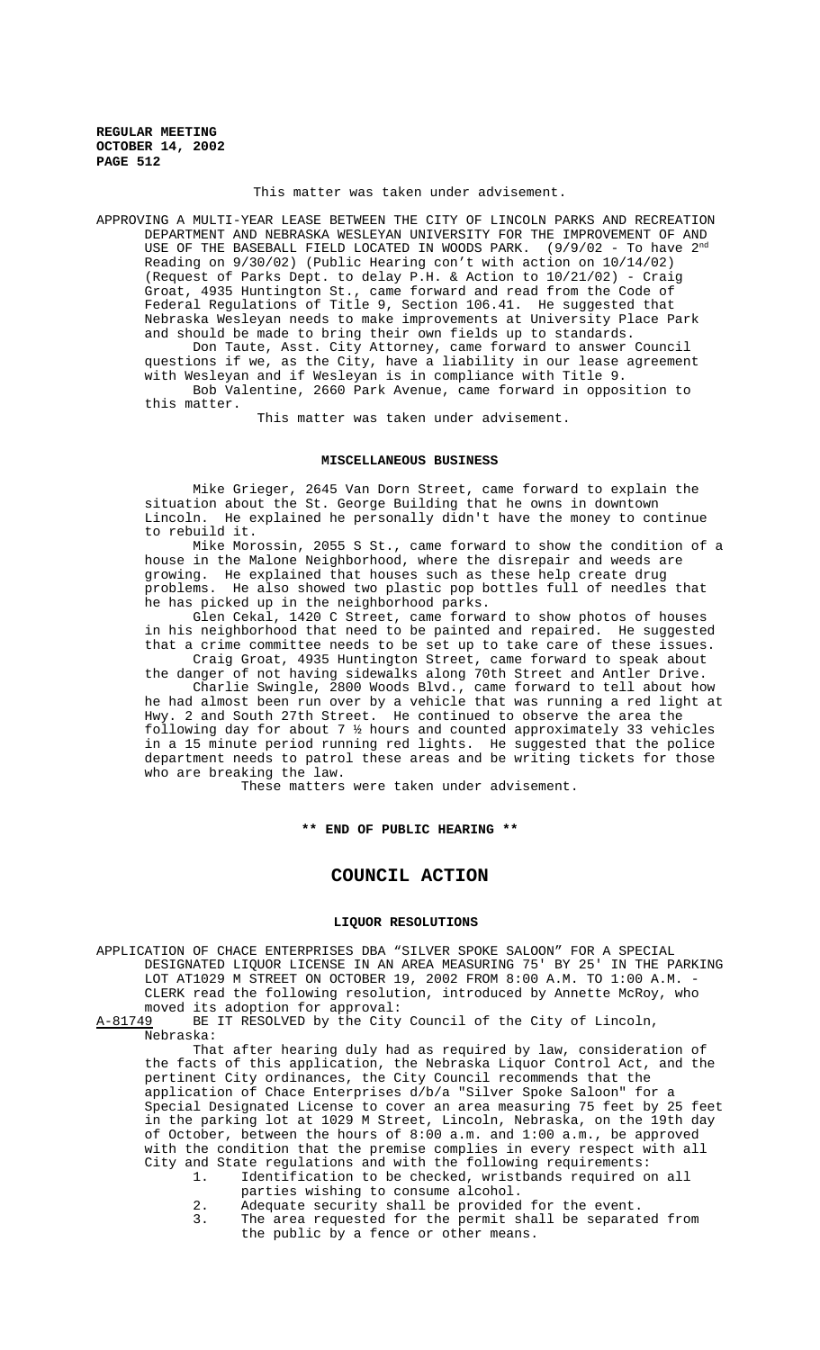This matter was taken under advisement.

APPROVING A MULTI-YEAR LEASE BETWEEN THE CITY OF LINCOLN PARKS AND RECREATION DEPARTMENT AND NEBRASKA WESLEYAN UNIVERSITY FOR THE IMPROVEMENT OF AND USE OF THE BASEBALL FIELD LOCATED IN WOODS PARK. (9/9/02 - To have 2nd Reading on 9/30/02) (Public Hearing con't with action on 10/14/02) (Request of Parks Dept. to delay P.H. & Action to 10/21/02) - Craig Groat, 4935 Huntington St., came forward and read from the Code of Federal Regulations of Title 9, Section 106.41. He suggested that Nebraska Wesleyan needs to make improvements at University Place Park and should be made to bring their own fields up to standards.

Don Taute, Asst. City Attorney, came forward to answer Council questions if we, as the City, have a liability in our lease agreement with Wesleyan and if Wesleyan is in compliance with Title 9.

Bob Valentine, 2660 Park Avenue, came forward in opposition to this matter.

This matter was taken under advisement.

**MISCELLANEOUS BUSINESS**

Mike Grieger, 2645 Van Dorn Street, came forward to explain the situation about the St. George Building that he owns in downtown Lincoln. He explained he personally didn't have the money to continue to rebuild it.

Mike Morossin, 2055 S St., came forward to show the condition of a house in the Malone Neighborhood, where the disrepair and weeds are growing. He explained that houses such as these help create drug problems. He also showed two plastic pop bottles full of needles that he has picked up in the neighborhood parks.

Glen Cekal, 1420 C Street, came forward to show photos of houses in his neighborhood that need to be painted and repaired. He suggested that a crime committee needs to be set up to take care of these issues.

Craig Groat, 4935 Huntington Street, came forward to speak about the danger of not having sidewalks along 70th Street and Antler Drive.

Charlie Swingle, 2800 Woods Blvd., came forward to tell about how he had almost been run over by a vehicle that was running a red light at Hwy. 2 and South 27th Street. He continued to observe the area the following day for about 7 ½ hours and counted approximately 33 vehicles in a 15 minute period running red lights. He suggested that the police department needs to patrol these areas and be writing tickets for those who are breaking the law.

These matters were taken under advisement.

**\*\* END OF PUBLIC HEARING \*\***

# COUNCIL ACTION

**LIQUOR RESOLUTIONS**

APPLICATION OF CHACE ENTERPRISES DBA "SILVER SPOKE SALOON" FOR A SPECIAL DESIGNATED LIQUOR LICENSE IN AN AREA MEASURING 75' BY 25' IN THE PARKING LOT AT1029 M STREET ON OCTOBER 19, 2002 FROM 8:00 A.M. TO 1:00 A.M. - CLERK read the following resolution, introduced by Annette McRoy, who moved its adoption for approval:

A-81749 BE IT RESOLVED by the City Council of the City of Lincoln, Nebraska:

That after hearing duly had as required by law, consideration of the facts of this application, the Nebraska Liquor Control Act, and the pertinent City ordinances, the City Council recommends that the application of Chace Enterprises d/b/a "Silver Spoke Saloon" for a Special Designated License to cover an area measuring 75 feet by 25 feet in the parking lot at 1029 M Street, Lincoln, Nebraska, on the 19th day of October, between the hours of 8:00 a.m. and 1:00 a.m., be approved with the condition that the premise complies in every respect with all City and State regulations and with the following requirements:

1. Identification to be checked, wristbands required on all parties wishing to consume alcohol.
2. Adequate security shall be provided for the event.
3. The area requested for the permit shall be separated from the public by a fence or other means.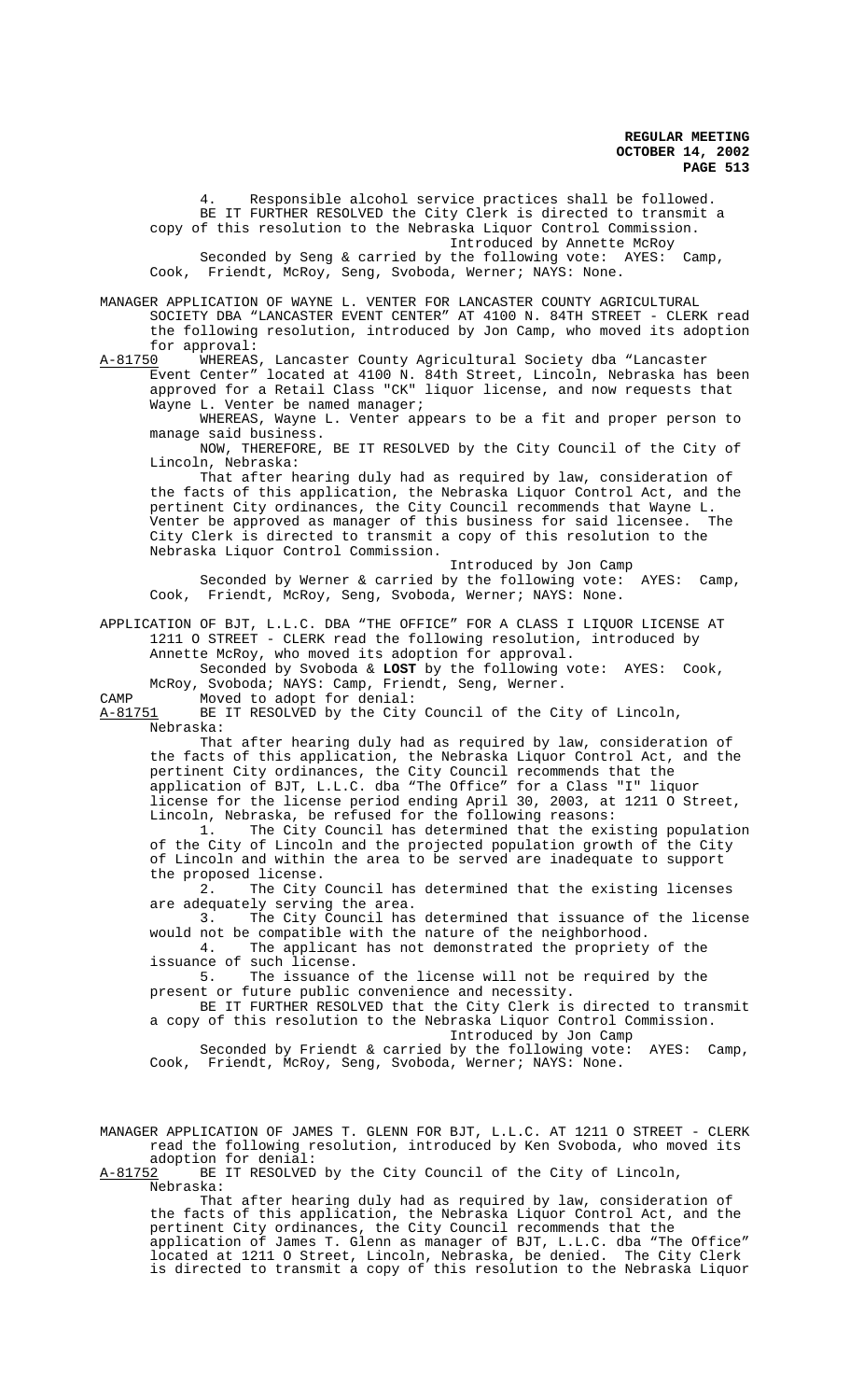4. Responsible alcohol service practices shall be followed.

BE IT FURTHER RESOLVED the City Clerk is directed to transmit a copy of this resolution to the Nebraska Liquor Control Commission.

Introduced by Annette McRoy

Seconded by Seng & carried by the following vote: AYES: Camp, Cook, Friendt, McRoy, Seng, Svoboda, Werner; NAYS: None.

MANAGER APPLICATION OF WAYNE L. VENTER FOR LANCASTER COUNTY AGRICULTURAL SOCIETY DBA "LANCASTER EVENT CENTER" AT 4100 N. 84TH STREET - CLERK read the following resolution, introduced by Jon Camp, who moved its adoption for approval:

A-81750 WHEREAS, Lancaster County Agricultural Society dba "Lancaster Event Center" located at 4100 N. 84th Street, Lincoln, Nebraska has been approved for a Retail Class "CK" liquor license, and now requests that Wayne L. Venter be named manager;

WHEREAS, Wayne L. Venter appears to be a fit and proper person to manage said business.

NOW, THEREFORE, BE IT RESOLVED by the City Council of the City of Lincoln, Nebraska:

That after hearing duly had as required by law, consideration of the facts of this application, the Nebraska Liquor Control Act, and the pertinent City ordinances, the City Council recommends that Wayne L. Venter be approved as manager of this business for said licensee. The City Clerk is directed to transmit a copy of this resolution to the Nebraska Liquor Control Commission.

Introduced by Jon Camp

Seconded by Werner & carried by the following vote: AYES: Camp, Cook, Friendt, McRoy, Seng, Svoboda, Werner; NAYS: None.

APPLICATION OF BJT, L.L.C. DBA "THE OFFICE" FOR A CLASS I LIQUOR LICENSE AT 1211 O STREET - CLERK read the following resolution, introduced by Annette McRoy, who moved its adoption for approval.

Seconded by Svoboda & **LOST** by the following vote: AYES: Cook, McRoy, Svoboda; NAYS: Camp, Friendt, Seng, Werner.

CAMP Moved to adopt for denial:

A-81751 BE IT RESOLVED by the City Council of the City of Lincoln, Nebraska:

That after hearing duly had as required by law, consideration of the facts of this application, the Nebraska Liquor Control Act, and the pertinent City ordinances, the City Council recommends that the application of BJT, L.L.C. dba "The Office" for a Class "I" liquor license for the license period ending April 30, 2003, at 1211 O Street, Lincoln, Nebraska, be refused for the following reasons:

1. The City Council has determined that the existing population of the City of Lincoln and the projected population growth of the City of Lincoln and within the area to be served are inadequate to support the proposed license.
2. The City Council has determined that the existing licenses are adequately serving the area.
3. The City Council has determined that issuance of the license would not be compatible with the nature of the neighborhood.
4. The applicant has not demonstrated the propriety of the issuance of such license.
5. The issuance of the license will not be required by the present or future public convenience and necessity.

BE IT FURTHER RESOLVED that the City Clerk is directed to transmit a copy of this resolution to the Nebraska Liquor Control Commission.

Introduced by Jon Camp

Seconded by Friendt & carried by the following vote: AYES: Camp, Cook, Friendt, McRoy, Seng, Svoboda, Werner; NAYS: None.

MANAGER APPLICATION OF JAMES T. GLENN FOR BJT, L.L.C. AT 1211 O STREET - CLERK read the following resolution, introduced by Ken Svoboda, who moved its adoption for denial:

A-81752 BE IT RESOLVED by the City Council of the City of Lincoln, Nebraska:

That after hearing duly had as required by law, consideration of the facts of this application, the Nebraska Liquor Control Act, and the pertinent City ordinances, the City Council recommends that the application of James T. Glenn as manager of BJT, L.L.C. dba "The Office" located at 1211 O Street, Lincoln, Nebraska, be denied. The City Clerk is directed to transmit a copy of this resolution to the Nebraska Liquor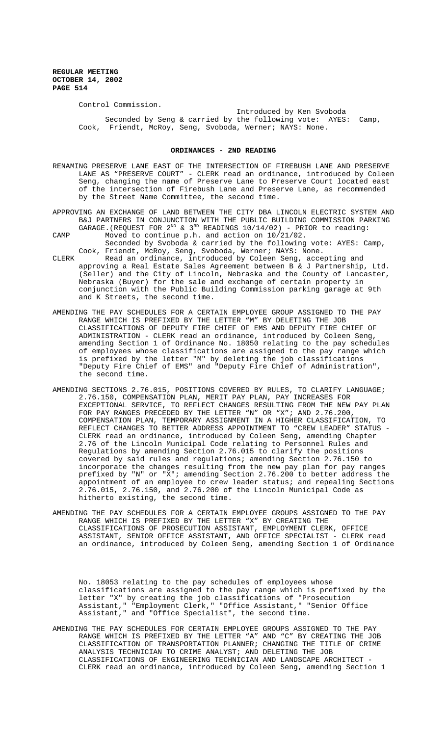Control Commission.

Introduced by Ken Svoboda

Seconded by Seng & carried by the following vote: AYES: Camp, Cook, Friendt, McRoy, Seng, Svoboda, Werner; NAYS: None.

## ORDINANCES - 2ND READING

RENAMING PRESERVE LANE EAST OF THE INTERSECTION OF FIREBUSH LANE AND PRESERVE LANE AS "PRESERVE COURT" - CLERK read an ordinance, introduced by Coleen Seng, changing the name of Preserve Lane to Preserve Court located east of the intersection of Firebush Lane and Preserve Lane, as recommended by the Street Name Committee, the second time.

APPROVING AN EXCHANGE OF LAND BETWEEN THE CITY DBA LINCOLN ELECTRIC SYSTEM AND B&J PARTNERS IN CONJUNCTION WITH THE PUBLIC BUILDING COMMISSION PARKING GARAGE.(REQUEST FOR 2ND & 3RD READINGS 10/14/02) - PRIOR to reading:

CAMP Moved to continue p.h. and action on 10/21/02.

Seconded by Svoboda & carried by the following vote: AYES: Camp, Cook, Friendt, McRoy, Seng, Svoboda, Werner; NAYS: None.

CLERK Read an ordinance, introduced by Coleen Seng, accepting and approving a Real Estate Sales Agreement between B & J Partnership, Ltd. (Seller) and the City of Lincoln, Nebraska and the County of Lancaster, Nebraska (Buyer) for the sale and exchange of certain property in conjunction with the Public Building Commission parking garage at 9th and K Streets, the second time.

AMENDING THE PAY SCHEDULES FOR A CERTAIN EMPLOYEE GROUP ASSIGNED TO THE PAY RANGE WHICH IS PREFIXED BY THE LETTER "M" BY DELETING THE JOB CLASSIFICATIONS OF DEPUTY FIRE CHIEF OF EMS AND DEPUTY FIRE CHIEF OF ADMINISTRATION - CLERK read an ordinance, introduced by Coleen Seng, amending Section 1 of Ordinance No. 18050 relating to the pay schedules of employees whose classifications are assigned to the pay range which is prefixed by the letter "M" by deleting the job classifications "Deputy Fire Chief of EMS" and "Deputy Fire Chief of Administration", the second time.

AMENDING SECTIONS 2.76.015, POSITIONS COVERED BY RULES, TO CLARIFY LANGUAGE; 2.76.150, COMPENSATION PLAN, MERIT PAY PLAN, PAY INCREASES FOR EXCEPTIONAL SERVICE, TO REFLECT CHANGES RESULTING FROM THE NEW PAY PLAN FOR PAY RANGES PRECEDED BY THE LETTER "N" OR "X"; AND 2.76.200, COMPENSATION PLAN, TEMPORARY ASSIGNMENT IN A HIGHER CLASSIFICATION, TO REFLECT CHANGES TO BETTER ADDRESS APPOINTMENT TO "CREW LEADER" STATUS - CLERK read an ordinance, introduced by Coleen Seng, amending Chapter 2.76 of the Lincoln Municipal Code relating to Personnel Rules and Regulations by amending Section 2.76.015 to clarify the positions covered by said rules and regulations; amending Section 2.76.150 to incorporate the changes resulting from the new pay plan for pay ranges prefixed by "N" or "X"; amending Section 2.76.200 to better address the appointment of an employee to crew leader status; and repealing Sections 2.76.015, 2.76.150, and 2.76.200 of the Lincoln Municipal Code as hitherto existing, the second time.

AMENDING THE PAY SCHEDULES FOR A CERTAIN EMPLOYEE GROUPS ASSIGNED TO THE PAY RANGE WHICH IS PREFIXED BY THE LETTER "X" BY CREATING THE CLASSIFICATIONS OF PROSECUTION ASSISTANT, EMPLOYMENT CLERK, OFFICE ASSISTANT, SENIOR OFFICE ASSISTANT, AND OFFICE SPECIALIST - CLERK read an ordinance, introduced by Coleen Seng, amending Section 1 of Ordinance No. 18053 relating to the pay schedules of employees whose classifications are assigned to the pay range which is prefixed by the letter "X" by creating the job classifications of "Prosecution Assistant," "Employment Clerk," "Office Assistant," "Senior Office Assistant," and "Office Specialist", the second time.

AMENDING THE PAY SCHEDULES FOR CERTAIN EMPLOYEE GROUPS ASSIGNED TO THE PAY RANGE WHICH IS PREFIXED BY THE LETTER "A" AND "C" BY CREATING THE JOB CLASSIFICATION OF TRANSPORTATION PLANNER; CHANGING THE TITLE OF CRIME ANALYSIS TECHNICIAN TO CRIME ANALYST; AND DELETING THE JOB CLASSIFICATIONS OF ENGINEERING TECHNICIAN AND LANDSCAPE ARCHITECT - CLERK read an ordinance, introduced by Coleen Seng, amending Section 1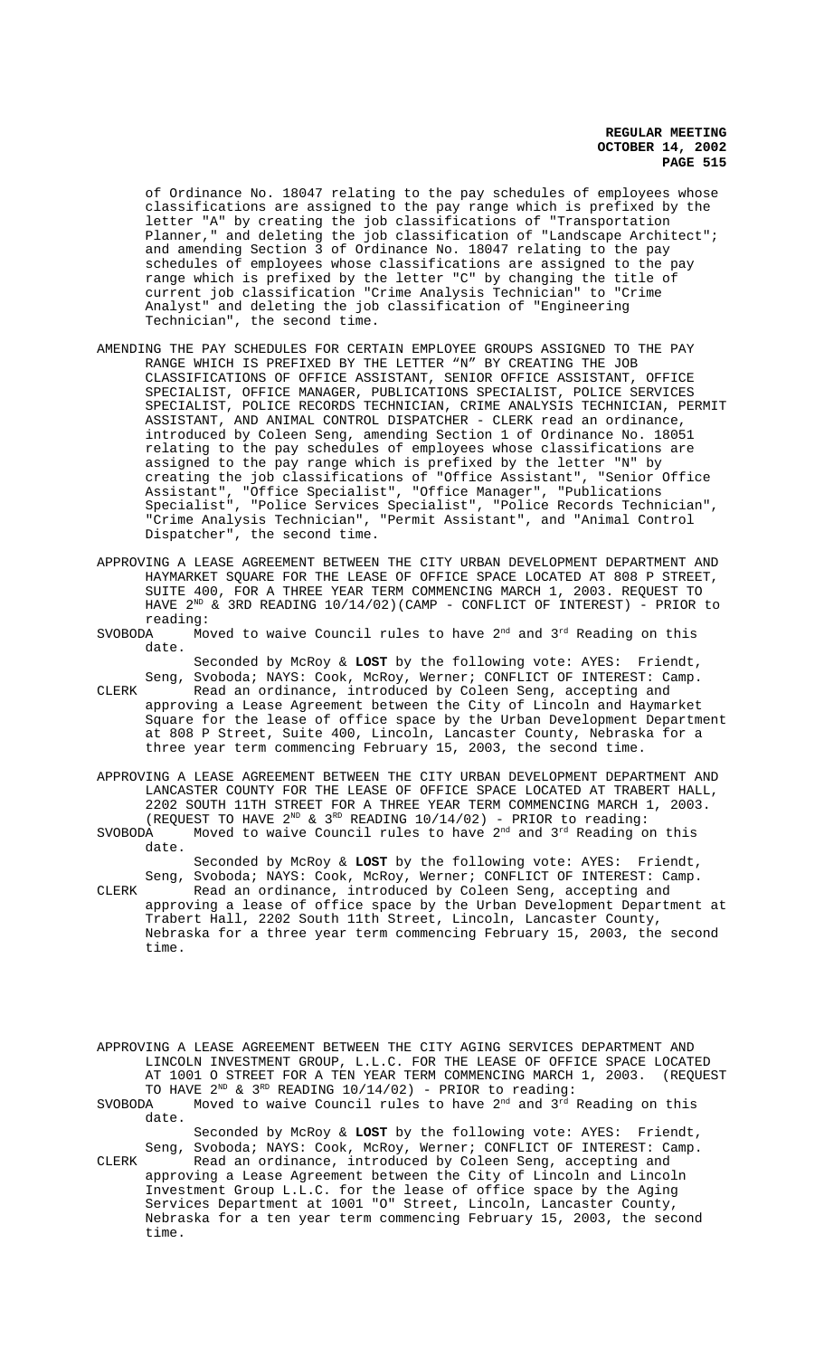of Ordinance No. 18047 relating to the pay schedules of employees whose classifications are assigned to the pay range which is prefixed by the letter "A" by creating the job classifications of "Transportation Planner," and deleting the job classification of "Landscape Architect"; and amending Section 3 of Ordinance No. 18047 relating to the pay schedules of employees whose classifications are assigned to the pay range which is prefixed by the letter "C" by changing the title of current job classification "Crime Analysis Technician" to "Crime Analyst" and deleting the job classification of "Engineering Technician", the second time.

AMENDING THE PAY SCHEDULES FOR CERTAIN EMPLOYEE GROUPS ASSIGNED TO THE PAY RANGE WHICH IS PREFIXED BY THE LETTER "N" BY CREATING THE JOB CLASSIFICATIONS OF OFFICE ASSISTANT, SENIOR OFFICE ASSISTANT, OFFICE SPECIALIST, OFFICE MANAGER, PUBLICATIONS SPECIALIST, POLICE SERVICES SPECIALIST, POLICE RECORDS TECHNICIAN, CRIME ANALYSIS TECHNICIAN, PERMIT ASSISTANT, AND ANIMAL CONTROL DISPATCHER - CLERK read an ordinance, introduced by Coleen Seng, amending Section 1 of Ordinance No. 18051 relating to the pay schedules of employees whose classifications are assigned to the pay range which is prefixed by the letter "N" by creating the job classifications of "Office Assistant", "Senior Office Assistant", "Office Specialist", "Office Manager", "Publications Specialist", "Police Services Specialist", "Police Records Technician", "Crime Analysis Technician", "Permit Assistant", and "Animal Control Dispatcher", the second time.

APPROVING A LEASE AGREEMENT BETWEEN THE CITY URBAN DEVELOPMENT DEPARTMENT AND HAYMARKET SQUARE FOR THE LEASE OF OFFICE SPACE LOCATED AT 808 P STREET, SUITE 400, FOR A THREE YEAR TERM COMMENCING MARCH 1, 2003. REQUEST TO HAVE 2ND & 3RD READING 10/14/02)(CAMP - CONFLICT OF INTEREST) - PRIOR to reading:

SVOBODA Moved to waive Council rules to have 2nd and 3rd Reading on this date.

Seconded by McRoy & **LOST** by the following vote: AYES: Friendt, Seng, Svoboda; NAYS: Cook, McRoy, Werner; CONFLICT OF INTEREST: Camp.

CLERK Read an ordinance, introduced by Coleen Seng, accepting and approving a Lease Agreement between the City of Lincoln and Haymarket Square for the lease of office space by the Urban Development Department at 808 P Street, Suite 400, Lincoln, Lancaster County, Nebraska for a three year term commencing February 15, 2003, the second time.

APPROVING A LEASE AGREEMENT BETWEEN THE CITY URBAN DEVELOPMENT DEPARTMENT AND LANCASTER COUNTY FOR THE LEASE OF OFFICE SPACE LOCATED AT TRABERT HALL, 2202 SOUTH 11TH STREET FOR A THREE YEAR TERM COMMENCING MARCH 1, 2003. (REQUEST TO HAVE 2ND & 3RD READING 10/14/02) - PRIOR to reading:

SVOBODA Moved to waive Council rules to have 2nd and 3rd Reading on this date.

Seconded by McRoy & **LOST** by the following vote: AYES: Friendt, Seng, Svoboda; NAYS: Cook, McRoy, Werner; CONFLICT OF INTEREST: Camp.

CLERK Read an ordinance, introduced by Coleen Seng, accepting and approving a lease of office space by the Urban Development Department at Trabert Hall, 2202 South 11th Street, Lincoln, Lancaster County, Nebraska for a three year term commencing February 15, 2003, the second time.

APPROVING A LEASE AGREEMENT BETWEEN THE CITY AGING SERVICES DEPARTMENT AND LINCOLN INVESTMENT GROUP, L.L.C. FOR THE LEASE OF OFFICE SPACE LOCATED AT 1001 O STREET FOR A TEN YEAR TERM COMMENCING MARCH 1, 2003. (REQUEST TO HAVE 2ND & 3RD READING 10/14/02) - PRIOR to reading:

SVOBODA Moved to waive Council rules to have 2nd and 3rd Reading on this date.

Seconded by McRoy & **LOST** by the following vote: AYES: Friendt, Seng, Svoboda; NAYS: Cook, McRoy, Werner; CONFLICT OF INTEREST: Camp.

CLERK Read an ordinance, introduced by Coleen Seng, accepting and approving a Lease Agreement between the City of Lincoln and Lincoln Investment Group L.L.C. for the lease of office space by the Aging Services Department at 1001 "O" Street, Lincoln, Lancaster County, Nebraska for a ten year term commencing February 15, 2003, the second time.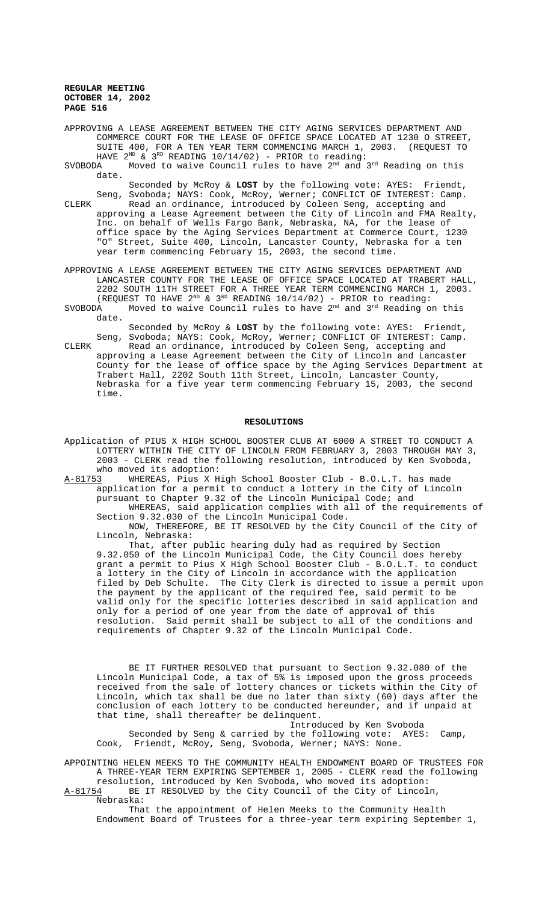APPROVING A LEASE AGREEMENT BETWEEN THE CITY AGING SERVICES DEPARTMENT AND COMMERCE COURT FOR THE LEASE OF OFFICE SPACE LOCATED AT 1230 O STREET, SUITE 400, FOR A TEN YEAR TERM COMMENCING MARCH 1, 2003. (REQUEST TO HAVE 2ND & 3RD READING 10/14/02) - PRIOR to reading:

SVOBODA Moved to waive Council rules to have 2nd and 3rd Reading on this date.

Seconded by McRoy & **LOST** by the following vote: AYES: Friendt, Seng, Svoboda; NAYS: Cook, McRoy, Werner; CONFLICT OF INTEREST: Camp.

CLERK Read an ordinance, introduced by Coleen Seng, accepting and approving a Lease Agreement between the City of Lincoln and FMA Realty, Inc. on behalf of Wells Fargo Bank, Nebraska, NA, for the lease of office space by the Aging Services Department at Commerce Court, 1230 "O" Street, Suite 400, Lincoln, Lancaster County, Nebraska for a ten year term commencing February 15, 2003, the second time.

APPROVING A LEASE AGREEMENT BETWEEN THE CITY AGING SERVICES DEPARTMENT AND LANCASTER COUNTY FOR THE LEASE OF OFFICE SPACE LOCATED AT TRABERT HALL, 2202 SOUTH 11TH STREET FOR A THREE YEAR TERM COMMENCING MARCH 1, 2003. (REQUEST TO HAVE 2ND & 3RD READING 10/14/02) - PRIOR to reading:

SVOBODA Moved to waive Council rules to have 2nd and 3rd Reading on this date.

Seconded by McRoy & **LOST** by the following vote: AYES: Friendt, Seng, Svoboda; NAYS: Cook, McRoy, Werner; CONFLICT OF INTEREST: Camp.

CLERK Read an ordinance, introduced by Coleen Seng, accepting and approving a Lease Agreement between the City of Lincoln and Lancaster County for the lease of office space by the Aging Services Department at Trabert Hall, 2202 South 11th Street, Lincoln, Lancaster County, Nebraska for a five year term commencing February 15, 2003, the second time.

## RESOLUTIONS

Application of PIUS X HIGH SCHOOL BOOSTER CLUB AT 6000 A STREET TO CONDUCT A LOTTERY WITHIN THE CITY OF LINCOLN FROM FEBRUARY 3, 2003 THROUGH MAY 3, 2003 - CLERK read the following resolution, introduced by Ken Svoboda, who moved its adoption:

A-81753 WHEREAS, Pius X High School Booster Club - B.O.L.T. has made application for a permit to conduct a lottery in the City of Lincoln pursuant to Chapter 9.32 of the Lincoln Municipal Code; and

WHEREAS, said application complies with all of the requirements of Section 9.32.030 of the Lincoln Municipal Code.

NOW, THEREFORE, BE IT RESOLVED by the City Council of the City of Lincoln, Nebraska:

That, after public hearing duly had as required by Section 9.32.050 of the Lincoln Municipal Code, the City Council does hereby grant a permit to Pius X High School Booster Club - B.O.L.T. to conduct a lottery in the City of Lincoln in accordance with the application filed by Deb Schulte. The City Clerk is directed to issue a permit upon the payment by the applicant of the required fee, said permit to be valid only for the specific lotteries described in said application and only for a period of one year from the date of approval of this resolution. Said permit shall be subject to all of the conditions and requirements of Chapter 9.32 of the Lincoln Municipal Code.

BE IT FURTHER RESOLVED that pursuant to Section 9.32.080 of the Lincoln Municipal Code, a tax of 5% is imposed upon the gross proceeds received from the sale of lottery chances or tickets within the City of Lincoln, which tax shall be due no later than sixty (60) days after the conclusion of each lottery to be conducted hereunder, and if unpaid at that time, shall thereafter be delinquent.

Introduced by Ken Svoboda

Seconded by Seng & carried by the following vote: AYES: Camp, Cook, Friendt, McRoy, Seng, Svoboda, Werner; NAYS: None.

APPOINTING HELEN MEEKS TO THE COMMUNITY HEALTH ENDOWMENT BOARD OF TRUSTEES FOR A THREE-YEAR TERM EXPIRING SEPTEMBER 1, 2005 - CLERK read the following resolution, introduced by Ken Svoboda, who moved its adoption:

A-81754 BE IT RESOLVED by the City Council of the City of Lincoln, Nebraska:

That the appointment of Helen Meeks to the Community Health Endowment Board of Trustees for a three-year term expiring September 1,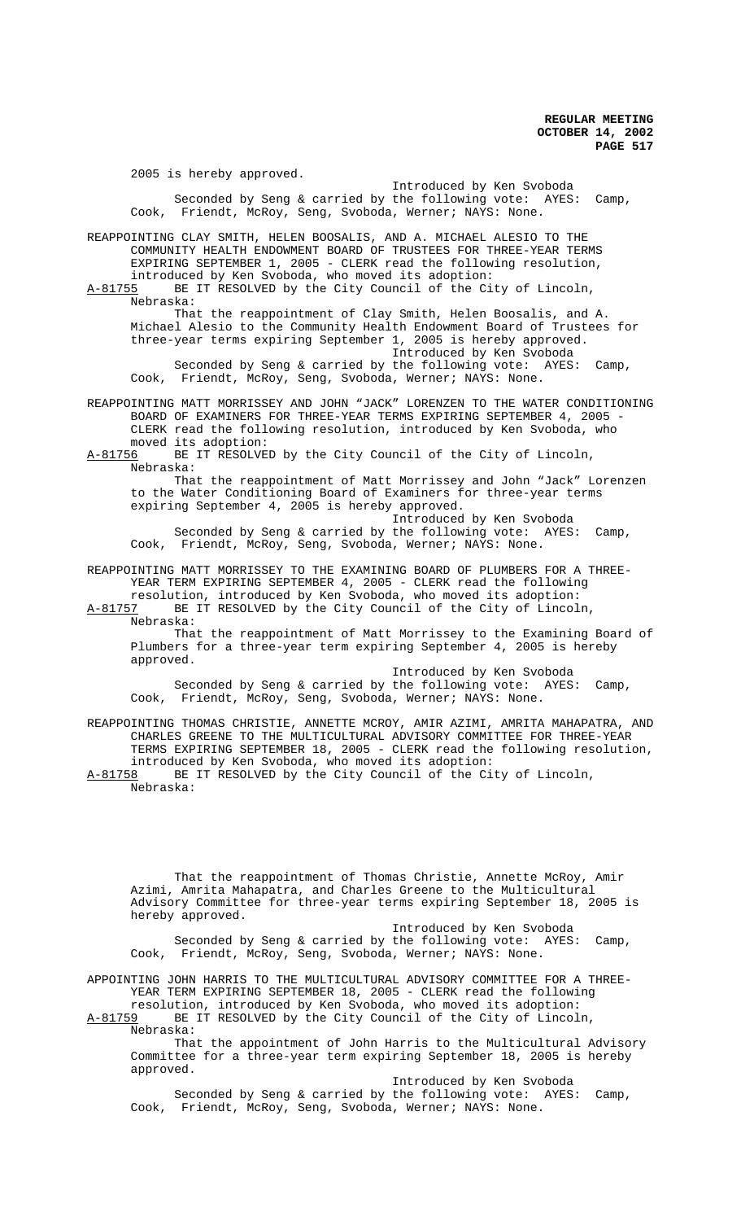2005 is hereby approved.

Introduced by Ken Svoboda

Seconded by Seng & carried by the following vote: AYES: Camp, Cook, Friendt, McRoy, Seng, Svoboda, Werner; NAYS: None.

REAPPOINTING CLAY SMITH, HELEN BOOSALIS, AND A. MICHAEL ALESIO TO THE COMMUNITY HEALTH ENDOWMENT BOARD OF TRUSTEES FOR THREE-YEAR TERMS EXPIRING SEPTEMBER 1, 2005 - CLERK read the following resolution, introduced by Ken Svoboda, who moved its adoption:

A-81755 BE IT RESOLVED by the City Council of the City of Lincoln, Nebraska:

That the reappointment of Clay Smith, Helen Boosalis, and A. Michael Alesio to the Community Health Endowment Board of Trustees for three-year terms expiring September 1, 2005 is hereby approved.

Introduced by Ken Svoboda

Seconded by Seng & carried by the following vote: AYES: Camp, Cook, Friendt, McRoy, Seng, Svoboda, Werner; NAYS: None.

REAPPOINTING MATT MORRISSEY AND JOHN "JACK" LORENZEN TO THE WATER CONDITIONING BOARD OF EXAMINERS FOR THREE-YEAR TERMS EXPIRING SEPTEMBER 4, 2005 - CLERK read the following resolution, introduced by Ken Svoboda, who moved its adoption:

A-81756 BE IT RESOLVED by the City Council of the City of Lincoln, Nebraska:

That the reappointment of Matt Morrissey and John "Jack" Lorenzen to the Water Conditioning Board of Examiners for three-year terms expiring September 4, 2005 is hereby approved.

Introduced by Ken Svoboda

Seconded by Seng & carried by the following vote: AYES: Camp, Cook, Friendt, McRoy, Seng, Svoboda, Werner; NAYS: None.

REAPPOINTING MATT MORRISSEY TO THE EXAMINING BOARD OF PLUMBERS FOR A THREE-YEAR TERM EXPIRING SEPTEMBER 4, 2005 - CLERK read the following resolution, introduced by Ken Svoboda, who moved its adoption:

A-81757 BE IT RESOLVED by the City Council of the City of Lincoln, Nebraska:

That the reappointment of Matt Morrissey to the Examining Board of Plumbers for a three-year term expiring September 4, 2005 is hereby approved.

Introduced by Ken Svoboda

Seconded by Seng & carried by the following vote: AYES: Camp, Cook, Friendt, McRoy, Seng, Svoboda, Werner; NAYS: None.

REAPPOINTING THOMAS CHRISTIE, ANNETTE MCROY, AMIR AZIMI, AMRITA MAHAPATRA, AND CHARLES GREENE TO THE MULTICULTURAL ADVISORY COMMITTEE FOR THREE-YEAR TERMS EXPIRING SEPTEMBER 18, 2005 - CLERK read the following resolution, introduced by Ken Svoboda, who moved its adoption:

A-81758 BE IT RESOLVED by the City Council of the City of Lincoln, Nebraska:

That the reappointment of Thomas Christie, Annette McRoy, Amir Azimi, Amrita Mahapatra, and Charles Greene to the Multicultural Advisory Committee for three-year terms expiring September 18, 2005 is hereby approved.

Introduced by Ken Svoboda

Seconded by Seng & carried by the following vote: AYES: Camp, Cook, Friendt, McRoy, Seng, Svoboda, Werner; NAYS: None.

APPOINTING JOHN HARRIS TO THE MULTICULTURAL ADVISORY COMMITTEE FOR A THREE-YEAR TERM EXPIRING SEPTEMBER 18, 2005 - CLERK read the following resolution, introduced by Ken Svoboda, who moved its adoption:

A-81759 BE IT RESOLVED by the City Council of the City of Lincoln, Nebraska:

That the appointment of John Harris to the Multicultural Advisory Committee for a three-year term expiring September 18, 2005 is hereby approved.

Introduced by Ken Svoboda

Seconded by Seng & carried by the following vote: AYES: Camp, Cook, Friendt, McRoy, Seng, Svoboda, Werner; NAYS: None.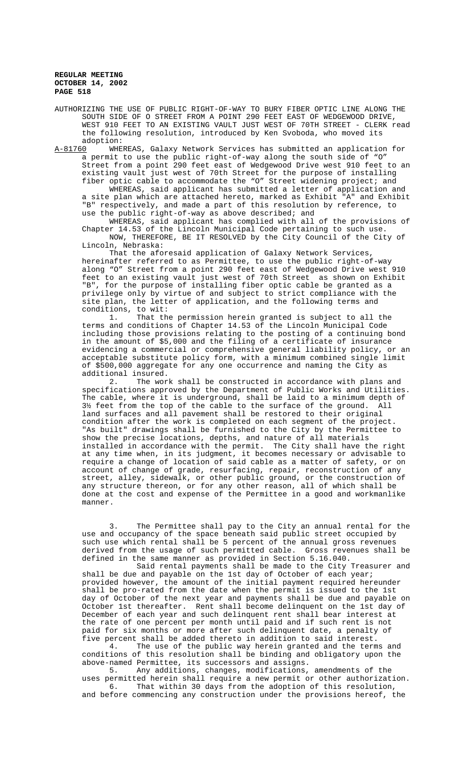AUTHORIZING THE USE OF PUBLIC RIGHT-OF-WAY TO BURY FIBER OPTIC LINE ALONG THE SOUTH SIDE OF O STREET FROM A POINT 290 FEET EAST OF WEDGEWOOD DRIVE, WEST 910 FEET TO AN EXISTING VAULT JUST WEST OF 70TH STREET - CLERK read the following resolution, introduced by Ken Svoboda, who moved its adoption:

A-81760 WHEREAS, Galaxy Network Services has submitted an application for a permit to use the public right-of-way along the south side of "O" Street from a point 290 feet east of Wedgewood Drive west 910 feet to an existing vault just west of 70th Street for the purpose of installing fiber optic cable to accommodate the "O" Street widening project; and

WHEREAS, said applicant has submitted a letter of application and a site plan which are attached hereto, marked as Exhibit "A" and Exhibit "B" respectively, and made a part of this resolution by reference, to use the public right-of-way as above described; and

WHEREAS, said applicant has complied with all of the provisions of Chapter 14.53 of the Lincoln Municipal Code pertaining to such use.

NOW, THEREFORE, BE IT RESOLVED by the City Council of the City of Lincoln, Nebraska:

That the aforesaid application of Galaxy Network Services, hereinafter referred to as Permittee, to use the public right-of-way along "O" Street from a point 290 feet east of Wedgewood Drive west 910 feet to an existing vault just west of 70th Street as shown on Exhibit "B", for the purpose of installing fiber optic cable be granted as a privilege only by virtue of and subject to strict compliance with the site plan, the letter of application, and the following terms and conditions, to wit:

1. That the permission herein granted is subject to all the terms and conditions of Chapter 14.53 of the Lincoln Municipal Code including those provisions relating to the posting of a continuing bond in the amount of $5,000 and the filing of a certificate of insurance evidencing a commercial or comprehensive general liability policy, or an acceptable substitute policy form, with a minimum combined single limit of $500,000 aggregate for any one occurrence and naming the City as additional insured.

2. The work shall be constructed in accordance with plans and specifications approved by the Department of Public Works and Utilities. The cable, where it is underground, shall be laid to a minimum depth of 3½ feet from the top of the cable to the surface of the ground. All land surfaces and all pavement shall be restored to their original condition after the work is completed on each segment of the project. "As built" drawings shall be furnished to the City by the Permittee to show the precise locations, depths, and nature of all materials installed in accordance with the permit. The City shall have the right at any time when, in its judgment, it becomes necessary or advisable to require a change of location of said cable as a matter of safety, or on account of change of grade, resurfacing, repair, reconstruction of any street, alley, sidewalk, or other public ground, or the construction of any structure thereon, or for any other reason, all of which shall be done at the cost and expense of the Permittee in a good and workmanlike manner.

3. The Permittee shall pay to the City an annual rental for the use and occupancy of the space beneath said public street occupied by such use which rental shall be 5 percent of the annual gross revenues derived from the usage of such permitted cable. Gross revenues shall be defined in the same manner as provided in Section 5.16.040.

Said rental payments shall be made to the City Treasurer and shall be due and payable on the 1st day of October of each year; provided however, the amount of the initial payment required hereunder shall be pro-rated from the date when the permit is issued to the 1st day of October of the next year and payments shall be due and payable on October 1st thereafter. Rent shall become delinquent on the 1st day of December of each year and such delinquent rent shall bear interest at the rate of one percent per month until paid and if such rent is not paid for six months or more after such delinquent date, a penalty of five percent shall be added thereto in addition to said interest.

4. The use of the public way herein granted and the terms and conditions of this resolution shall be binding and obligatory upon the above-named Permittee, its successors and assigns.

5. Any additions, changes, modifications, amendments of the uses permitted herein shall require a new permit or other authorization.

6. That within 30 days from the adoption of this resolution, and before commencing any construction under the provisions hereof, the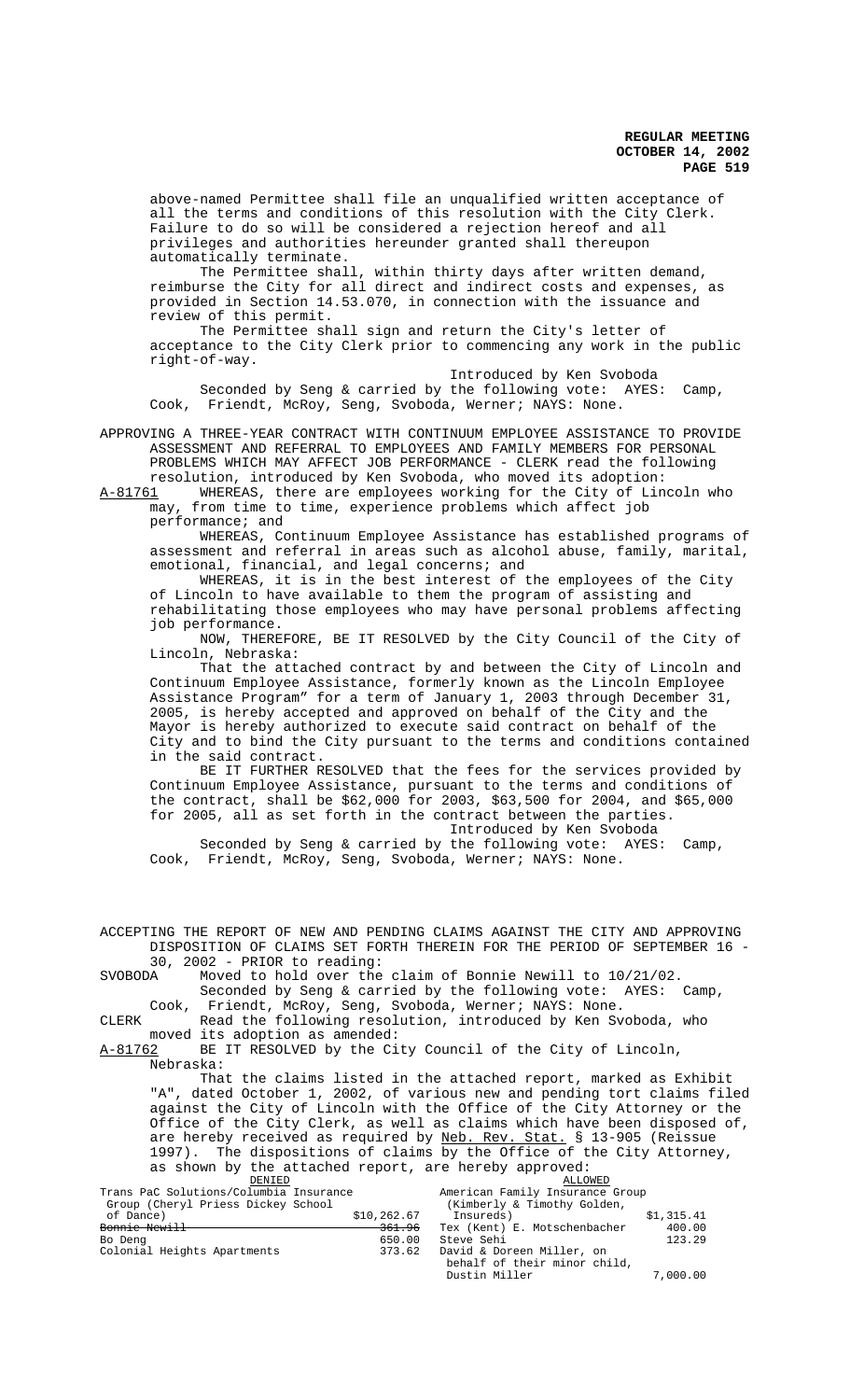above-named Permittee shall file an unqualified written acceptance of all the terms and conditions of this resolution with the City Clerk. Failure to do so will be considered a rejection hereof and all privileges and authorities hereunder granted shall thereupon automatically terminate.

The Permittee shall, within thirty days after written demand, reimburse the City for all direct and indirect costs and expenses, as provided in Section 14.53.070, in connection with the issuance and review of this permit.

The Permittee shall sign and return the City's letter of acceptance to the City Clerk prior to commencing any work in the public right-of-way.

Introduced by Ken Svoboda

Seconded by Seng & carried by the following vote: AYES: Camp, Cook, Friendt, McRoy, Seng, Svoboda, Werner; NAYS: None.

APPROVING A THREE-YEAR CONTRACT WITH CONTINUUM EMPLOYEE ASSISTANCE TO PROVIDE ASSESSMENT AND REFERRAL TO EMPLOYEES AND FAMILY MEMBERS FOR PERSONAL PROBLEMS WHICH MAY AFFECT JOB PERFORMANCE - CLERK read the following resolution, introduced by Ken Svoboda, who moved its adoption:

A-81761 WHEREAS, there are employees working for the City of Lincoln who may, from time to time, experience problems which affect job performance; and

WHEREAS, Continuum Employee Assistance has established programs of assessment and referral in areas such as alcohol abuse, family, marital, emotional, financial, and legal concerns; and

WHEREAS, it is in the best interest of the employees of the City of Lincoln to have available to them the program of assisting and rehabilitating those employees who may have personal problems affecting job performance.

NOW, THEREFORE, BE IT RESOLVED by the City Council of the City of Lincoln, Nebraska:

That the attached contract by and between the City of Lincoln and Continuum Employee Assistance, formerly known as the Lincoln Employee Assistance Program" for a term of January 1, 2003 through December 31, 2005, is hereby accepted and approved on behalf of the City and the Mayor is hereby authorized to execute said contract on behalf of the City and to bind the City pursuant to the terms and conditions contained in the said contract.

BE IT FURTHER RESOLVED that the fees for the services provided by Continuum Employee Assistance, pursuant to the terms and conditions of the contract, shall be $62,000 for 2003, $63,500 for 2004, and $65,000 for 2005, all as set forth in the contract between the parties.

Introduced by Ken Svoboda

Seconded by Seng & carried by the following vote: AYES: Camp, Cook, Friendt, McRoy, Seng, Svoboda, Werner; NAYS: None.

ACCEPTING THE REPORT OF NEW AND PENDING CLAIMS AGAINST THE CITY AND APPROVING DISPOSITION OF CLAIMS SET FORTH THEREIN FOR THE PERIOD OF SEPTEMBER 16 - 30, 2002 - PRIOR to reading:

SVOBODA Moved to hold over the claim of Bonnie Newill to 10/21/02.

Seconded by Seng & carried by the following vote: AYES: Camp, Cook, Friendt, McRoy, Seng, Svoboda, Werner; NAYS: None.

CLERK Read the following resolution, introduced by Ken Svoboda, who moved its adoption as amended:

A-81762 BE IT RESOLVED by the City Council of the City of Lincoln, Nebraska:

That the claims listed in the attached report, marked as Exhibit "A", dated October 1, 2002, of various new and pending tort claims filed against the City of Lincoln with the Office of the City Attorney or the Office of the City Clerk, as well as claims which have been disposed of, are hereby received as required by Neb. Rev. Stat. § 13-905 (Reissue 1997). The dispositions of claims by the Office of the City Attorney, as shown by the attached report, are hereby approved:

| DENIED | | ALLOWED | |
|---|---|---|---|
| Trans PaC Solutions/Columbia Insurance Group (Cheryl Priess Dickey School of Dance) | $10,262.67 | American Family Insurance Group (Kimberly & Timothy Golden, Insureds) | $1,315.41 |
| ~~Bonnie Newill~~ | ~~361.96~~ | Tex (Kent) E. Motschenbacher | 400.00 |
| Bo Deng | 650.00 | Steve Sehi | 123.29 |
| Colonial Heights Apartments | 373.62 | David & Doreen Miller, on behalf of their minor child, Dustin Miller | 7,000.00 |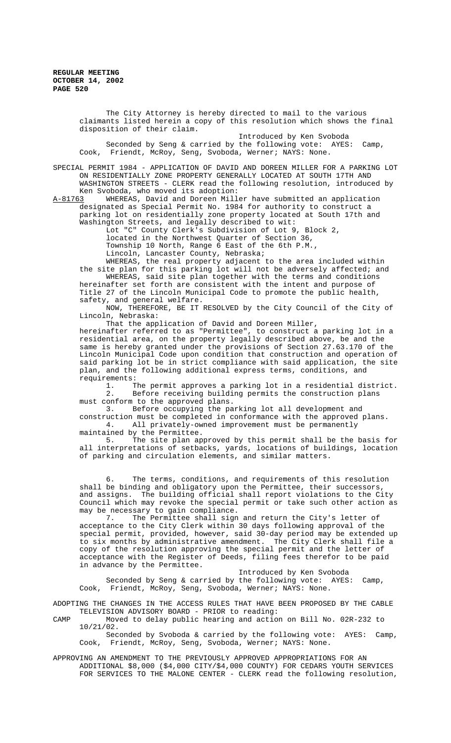The City Attorney is hereby directed to mail to the various claimants listed herein a copy of this resolution which shows the final disposition of their claim.

Introduced by Ken Svoboda

Seconded by Seng & carried by the following vote: AYES: Camp, Cook, Friendt, McRoy, Seng, Svoboda, Werner; NAYS: None.

SPECIAL PERMIT 1984 - APPLICATION OF DAVID AND DOREEN MILLER FOR A PARKING LOT ON RESIDENTIALLY ZONE PROPERTY GENERALLY LOCATED AT SOUTH 17TH AND WASHINGTON STREETS - CLERK read the following resolution, introduced by Ken Svoboda, who moved its adoption:

A-81763 WHEREAS, David and Doreen Miller have submitted an application designated as Special Permit No. 1984 for authority to construct a parking lot on residentially zone property located at South 17th and Washington Streets, and legally described to wit:

Lot "C" County Clerk's Subdivision of Lot 9, Block 2,
located in the Northwest Quarter of Section 36,
Township 10 North, Range 6 East of the 6th P.M.,
Lincoln, Lancaster County, Nebraska;

WHEREAS, the real property adjacent to the area included within the site plan for this parking lot will not be adversely affected; and

WHEREAS, said site plan together with the terms and conditions hereinafter set forth are consistent with the intent and purpose of Title 27 of the Lincoln Municipal Code to promote the public health, safety, and general welfare.

NOW, THEREFORE, BE IT RESOLVED by the City Council of the City of Lincoln, Nebraska:

That the application of David and Doreen Miller, hereinafter referred to as "Permittee", to construct a parking lot in a residential area, on the property legally described above, be and the same is hereby granted under the provisions of Section 27.63.170 of the Lincoln Municipal Code upon condition that construction and operation of said parking lot be in strict compliance with said application, the site plan, and the following additional express terms, conditions, and requirements:

1. The permit approves a parking lot in a residential district.
2. Before receiving building permits the construction plans must conform to the approved plans.
3. Before occupying the parking lot all development and construction must be completed in conformance with the approved plans.
4. All privately-owned improvement must be permanently maintained by the Permittee.
5. The site plan approved by this permit shall be the basis for all interpretations of setbacks, yards, locations of buildings, location of parking and circulation elements, and similar matters.
6. The terms, conditions, and requirements of this resolution shall be binding and obligatory upon the Permittee, their successors, and assigns. The building official shall report violations to the City Council which may revoke the special permit or take such other action as may be necessary to gain compliance.
7. The Permittee shall sign and return the City's letter of acceptance to the City Clerk within 30 days following approval of the special permit, provided, however, said 30-day period may be extended up to six months by administrative amendment. The City Clerk shall file a copy of the resolution approving the special permit and the letter of acceptance with the Register of Deeds, filing fees therefor to be paid in advance by the Permittee.

Introduced by Ken Svoboda

Seconded by Seng & carried by the following vote: AYES: Camp, Cook, Friendt, McRoy, Seng, Svoboda, Werner; NAYS: None.

ADOPTING THE CHANGES IN THE ACCESS RULES THAT HAVE BEEN PROPOSED BY THE CABLE TELEVISION ADVISORY BOARD - PRIOR to reading:

CAMP Moved to delay public hearing and action on Bill No. 02R-232 to 10/21/02.

Seconded by Svoboda & carried by the following vote: AYES: Camp, Cook, Friendt, McRoy, Seng, Svoboda, Werner; NAYS: None.

APPROVING AN AMENDMENT TO THE PREVIOUSLY APPROVED APPROPRIATIONS FOR AN ADDITIONAL $8,000 ($4,000 CITY/$4,000 COUNTY) FOR CEDARS YOUTH SERVICES FOR SERVICES TO THE MALONE CENTER - CLERK read the following resolution,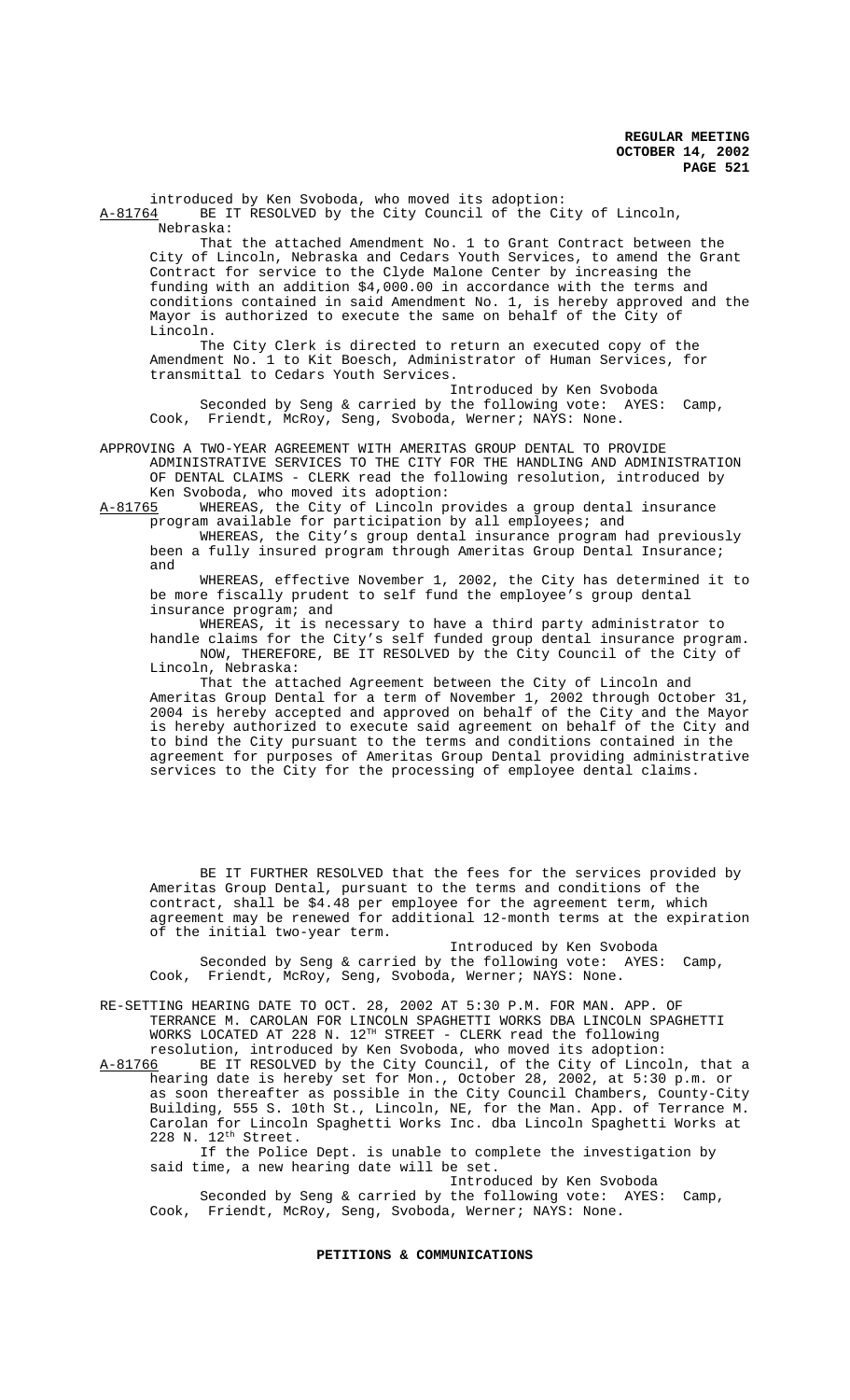introduced by Ken Svoboda, who moved its adoption:

A-81764 BE IT RESOLVED by the City Council of the City of Lincoln, Nebraska:

That the attached Amendment No. 1 to Grant Contract between the City of Lincoln, Nebraska and Cedars Youth Services, to amend the Grant Contract for service to the Clyde Malone Center by increasing the funding with an addition $4,000.00 in accordance with the terms and conditions contained in said Amendment No. 1, is hereby approved and the Mayor is authorized to execute the same on behalf of the City of Lincoln.

The City Clerk is directed to return an executed copy of the Amendment No. 1 to Kit Boesch, Administrator of Human Services, for transmittal to Cedars Youth Services.

Introduced by Ken Svoboda

Seconded by Seng & carried by the following vote: AYES: Camp, Cook, Friendt, McRoy, Seng, Svoboda, Werner; NAYS: None.

APPROVING A TWO-YEAR AGREEMENT WITH AMERITAS GROUP DENTAL TO PROVIDE ADMINISTRATIVE SERVICES TO THE CITY FOR THE HANDLING AND ADMINISTRATION OF DENTAL CLAIMS - CLERK read the following resolution, introduced by Ken Svoboda, who moved its adoption:

A-81765 WHEREAS, the City of Lincoln provides a group dental insurance program available for participation by all employees; and

WHEREAS, the City's group dental insurance program had previously been a fully insured program through Ameritas Group Dental Insurance; and

WHEREAS, effective November 1, 2002, the City has determined it to be more fiscally prudent to self fund the employee's group dental insurance program; and

WHEREAS, it is necessary to have a third party administrator to handle claims for the City's self funded group dental insurance program.

NOW, THEREFORE, BE IT RESOLVED by the City Council of the City of Lincoln, Nebraska:

That the attached Agreement between the City of Lincoln and Ameritas Group Dental for a term of November 1, 2002 through October 31, 2004 is hereby accepted and approved on behalf of the City and the Mayor is hereby authorized to execute said agreement on behalf of the City and to bind the City pursuant to the terms and conditions contained in the agreement for purposes of Ameritas Group Dental providing administrative services to the City for the processing of employee dental claims.

BE IT FURTHER RESOLVED that the fees for the services provided by Ameritas Group Dental, pursuant to the terms and conditions of the contract, shall be $4.48 per employee for the agreement term, which agreement may be renewed for additional 12-month terms at the expiration of the initial two-year term.

Introduced by Ken Svoboda

Seconded by Seng & carried by the following vote: AYES: Camp, Cook, Friendt, McRoy, Seng, Svoboda, Werner; NAYS: None.

RE-SETTING HEARING DATE TO OCT. 28, 2002 AT 5:30 P.M. FOR MAN. APP. OF TERRANCE M. CAROLAN FOR LINCOLN SPAGHETTI WORKS DBA LINCOLN SPAGHETTI WORKS LOCATED AT 228 N. 12TH STREET - CLERK read the following resolution, introduced by Ken Svoboda, who moved its adoption:

A-81766 BE IT RESOLVED by the City Council, of the City of Lincoln, that a hearing date is hereby set for Mon., October 28, 2002, at 5:30 p.m. or as soon thereafter as possible in the City Council Chambers, County-City Building, 555 S. 10th St., Lincoln, NE, for the Man. App. of Terrance M. Carolan for Lincoln Spaghetti Works Inc. dba Lincoln Spaghetti Works at 228 N. 12th Street.

If the Police Dept. is unable to complete the investigation by said time, a new hearing date will be set.

Introduced by Ken Svoboda

Seconded by Seng & carried by the following vote: AYES: Camp, Cook, Friendt, McRoy, Seng, Svoboda, Werner; NAYS: None.

## PETITIONS & COMMUNICATIONS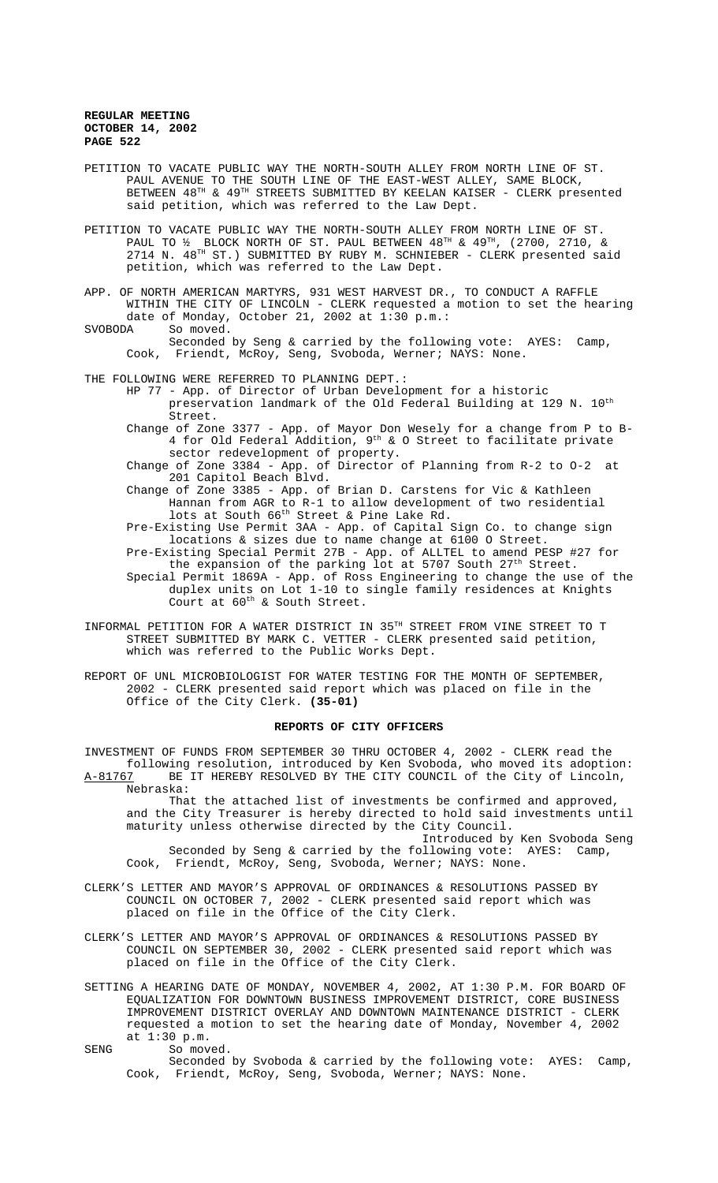PETITION TO VACATE PUBLIC WAY THE NORTH-SOUTH ALLEY FROM NORTH LINE OF ST. PAUL AVENUE TO THE SOUTH LINE OF THE EAST-WEST ALLEY, SAME BLOCK, BETWEEN 48TH & 49TH STREETS SUBMITTED BY KEELAN KAISER - CLERK presented said petition, which was referred to the Law Dept.

PETITION TO VACATE PUBLIC WAY THE NORTH-SOUTH ALLEY FROM NORTH LINE OF ST. PAUL TO ½ BLOCK NORTH OF ST. PAUL BETWEEN 48TH & 49TH, (2700, 2710, & 2714 N. 48TH ST.) SUBMITTED BY RUBY M. SCHNIEBER - CLERK presented said petition, which was referred to the Law Dept.

APP. OF NORTH AMERICAN MARTYRS, 931 WEST HARVEST DR., TO CONDUCT A RAFFLE WITHIN THE CITY OF LINCOLN - CLERK requested a motion to set the hearing date of Monday, October 21, 2002 at 1:30 p.m.:

SVOBODA So moved.

Seconded by Seng & carried by the following vote: AYES: Camp, Cook, Friendt, McRoy, Seng, Svoboda, Werner; NAYS: None.

THE FOLLOWING WERE REFERRED TO PLANNING DEPT.:

- HP 77 - App. of Director of Urban Development for a historic preservation landmark of the Old Federal Building at 129 N. 10th Street.
- Change of Zone 3377 - App. of Mayor Don Wesely for a change from P to B-4 for Old Federal Addition, 9th & O Street to facilitate private sector redevelopment of property.
- Change of Zone 3384 - App. of Director of Planning from R-2 to O-2 at 201 Capitol Beach Blvd.
- Change of Zone 3385 - App. of Brian D. Carstens for Vic & Kathleen Hannan from AGR to R-1 to allow development of two residential lots at South 66th Street & Pine Lake Rd.
- Pre-Existing Use Permit 3AA - App. of Capital Sign Co. to change sign locations & sizes due to name change at 6100 O Street.
- Pre-Existing Special Permit 27B - App. of ALLTEL to amend PESP #27 for the expansion of the parking lot at 5707 South 27th Street.
- Special Permit 1869A - App. of Ross Engineering to change the use of the duplex units on Lot 1-10 to single family residences at Knights Court at 60th & South Street.

INFORMAL PETITION FOR A WATER DISTRICT IN 35TH STREET FROM VINE STREET TO T STREET SUBMITTED BY MARK C. VETTER - CLERK presented said petition, which was referred to the Public Works Dept.

REPORT OF UNL MICROBIOLOGIST FOR WATER TESTING FOR THE MONTH OF SEPTEMBER, 2002 - CLERK presented said report which was placed on file in the Office of the City Clerk. **(35-01)**

## REPORTS OF CITY OFFICERS

INVESTMENT OF FUNDS FROM SEPTEMBER 30 THRU OCTOBER 4, 2002 - CLERK read the following resolution, introduced by Ken Svoboda, who moved its adoption:

A-81767 BE IT HEREBY RESOLVED BY THE CITY COUNCIL of the City of Lincoln, Nebraska:

That the attached list of investments be confirmed and approved, and the City Treasurer is hereby directed to hold said investments until maturity unless otherwise directed by the City Council.

Introduced by Ken Svoboda Seng

Seconded by Seng & carried by the following vote: AYES: Camp, Cook, Friendt, McRoy, Seng, Svoboda, Werner; NAYS: None.

CLERK'S LETTER AND MAYOR'S APPROVAL OF ORDINANCES & RESOLUTIONS PASSED BY COUNCIL ON OCTOBER 7, 2002 - CLERK presented said report which was placed on file in the Office of the City Clerk.

CLERK'S LETTER AND MAYOR'S APPROVAL OF ORDINANCES & RESOLUTIONS PASSED BY COUNCIL ON SEPTEMBER 30, 2002 - CLERK presented said report which was placed on file in the Office of the City Clerk.

SETTING A HEARING DATE OF MONDAY, NOVEMBER 4, 2002, AT 1:30 P.M. FOR BOARD OF EQUALIZATION FOR DOWNTOWN BUSINESS IMPROVEMENT DISTRICT, CORE BUSINESS IMPROVEMENT DISTRICT OVERLAY AND DOWNTOWN MAINTENANCE DISTRICT - CLERK requested a motion to set the hearing date of Monday, November 4, 2002 at 1:30 p.m.

SENG So moved.

Seconded by Svoboda & carried by the following vote: AYES: Camp, Cook, Friendt, McRoy, Seng, Svoboda, Werner; NAYS: None.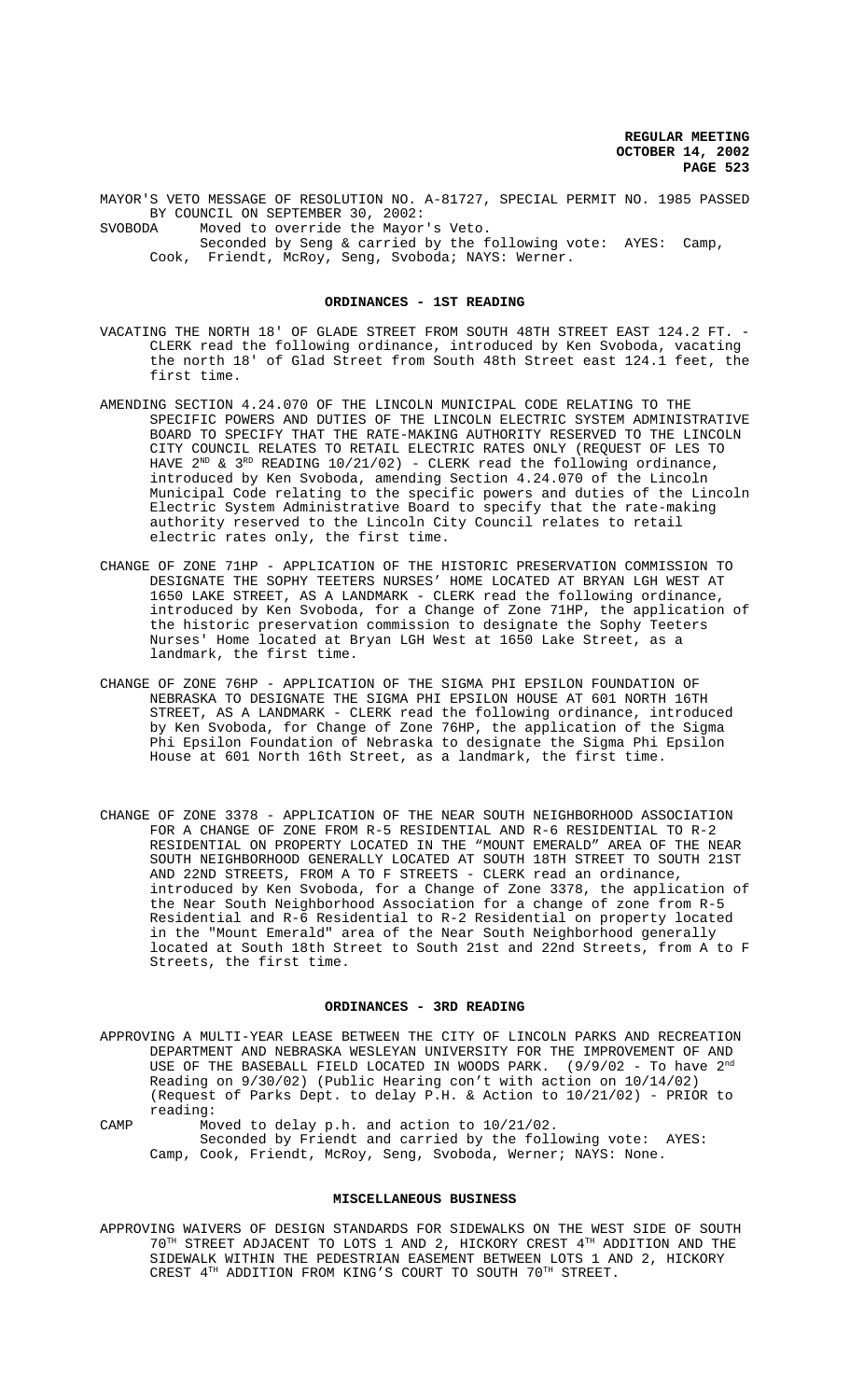MAYOR'S VETO MESSAGE OF RESOLUTION NO. A-81727, SPECIAL PERMIT NO. 1985 PASSED BY COUNCIL ON SEPTEMBER 30, 2002:

SVOBODA Moved to override the Mayor's Veto.

Seconded by Seng & carried by the following vote: AYES: Camp, Cook, Friendt, McRoy, Seng, Svoboda; NAYS: Werner.

## ORDINANCES - 1ST READING

VACATING THE NORTH 18' OF GLADE STREET FROM SOUTH 48TH STREET EAST 124.2 FT. - CLERK read the following ordinance, introduced by Ken Svoboda, vacating the north 18' of Glad Street from South 48th Street east 124.1 feet, the first time.

AMENDING SECTION 4.24.070 OF THE LINCOLN MUNICIPAL CODE RELATING TO THE SPECIFIC POWERS AND DUTIES OF THE LINCOLN ELECTRIC SYSTEM ADMINISTRATIVE BOARD TO SPECIFY THAT THE RATE-MAKING AUTHORITY RESERVED TO THE LINCOLN CITY COUNCIL RELATES TO RETAIL ELECTRIC RATES ONLY (REQUEST OF LES TO HAVE 2ND & 3RD READING 10/21/02) - CLERK read the following ordinance, introduced by Ken Svoboda, amending Section 4.24.070 of the Lincoln Municipal Code relating to the specific powers and duties of the Lincoln Electric System Administrative Board to specify that the rate-making authority reserved to the Lincoln City Council relates to retail electric rates only, the first time.

CHANGE OF ZONE 71HP - APPLICATION OF THE HISTORIC PRESERVATION COMMISSION TO DESIGNATE THE SOPHY TEETERS NURSES' HOME LOCATED AT BRYAN LGH WEST AT 1650 LAKE STREET, AS A LANDMARK - CLERK read the following ordinance, introduced by Ken Svoboda, for a Change of Zone 71HP, the application of the historic preservation commission to designate the Sophy Teeters Nurses' Home located at Bryan LGH West at 1650 Lake Street, as a landmark, the first time.

CHANGE OF ZONE 76HP - APPLICATION OF THE SIGMA PHI EPSILON FOUNDATION OF NEBRASKA TO DESIGNATE THE SIGMA PHI EPSILON HOUSE AT 601 NORTH 16TH STREET, AS A LANDMARK - CLERK read the following ordinance, introduced by Ken Svoboda, for Change of Zone 76HP, the application of the Sigma Phi Epsilon Foundation of Nebraska to designate the Sigma Phi Epsilon House at 601 North 16th Street, as a landmark, the first time.

CHANGE OF ZONE 3378 - APPLICATION OF THE NEAR SOUTH NEIGHBORHOOD ASSOCIATION FOR A CHANGE OF ZONE FROM R-5 RESIDENTIAL AND R-6 RESIDENTIAL TO R-2 RESIDENTIAL ON PROPERTY LOCATED IN THE "MOUNT EMERALD" AREA OF THE NEAR SOUTH NEIGHBORHOOD GENERALLY LOCATED AT SOUTH 18TH STREET TO SOUTH 21ST AND 22ND STREETS, FROM A TO F STREETS - CLERK read an ordinance, introduced by Ken Svoboda, for a Change of Zone 3378, the application of the Near South Neighborhood Association for a change of zone from R-5 Residential and R-6 Residential to R-2 Residential on property located in the "Mount Emerald" area of the Near South Neighborhood generally located at South 18th Street to South 21st and 22nd Streets, from A to F Streets, the first time.

## ORDINANCES - 3RD READING

APPROVING A MULTI-YEAR LEASE BETWEEN THE CITY OF LINCOLN PARKS AND RECREATION DEPARTMENT AND NEBRASKA WESLEYAN UNIVERSITY FOR THE IMPROVEMENT OF AND USE OF THE BASEBALL FIELD LOCATED IN WOODS PARK. (9/9/02 - To have 2nd Reading on 9/30/02) (Public Hearing con't with action on 10/14/02) (Request of Parks Dept. to delay P.H. & Action to 10/21/02) - PRIOR to reading:

CAMP Moved to delay p.h. and action to 10/21/02.

Seconded by Friendt and carried by the following vote: AYES: Camp, Cook, Friendt, McRoy, Seng, Svoboda, Werner; NAYS: None.

## MISCELLANEOUS BUSINESS

APPROVING WAIVERS OF DESIGN STANDARDS FOR SIDEWALKS ON THE WEST SIDE OF SOUTH 70TH STREET ADJACENT TO LOTS 1 AND 2, HICKORY CREST 4TH ADDITION AND THE SIDEWALK WITHIN THE PEDESTRIAN EASEMENT BETWEEN LOTS 1 AND 2, HICKORY CREST 4TH ADDITION FROM KING'S COURT TO SOUTH 70TH STREET.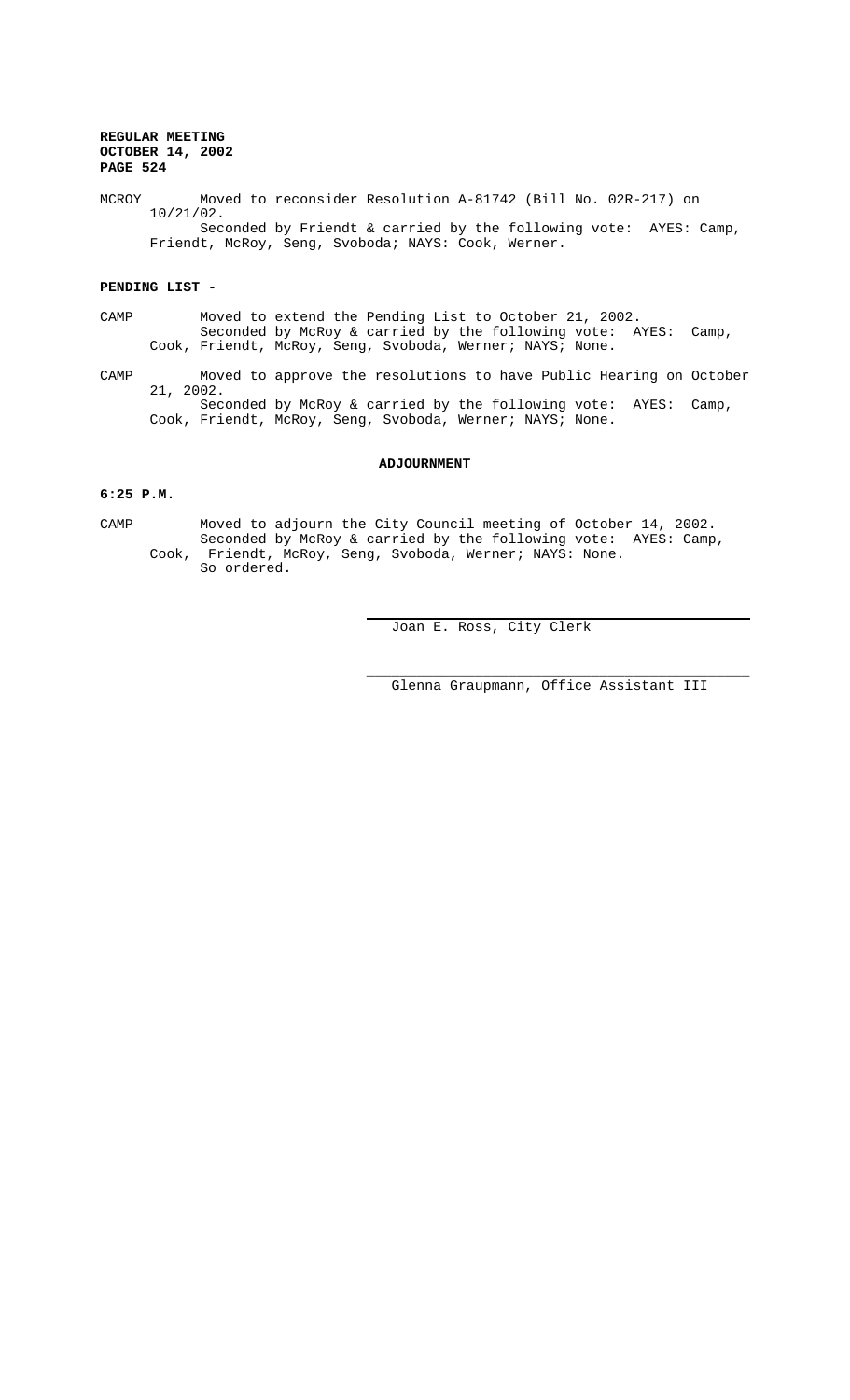MCROY Moved to reconsider Resolution A-81742 (Bill No. 02R-217) on 10/21/02.
Seconded by Friendt & carried by the following vote: AYES: Camp, Friendt, McRoy, Seng, Svoboda; NAYS: Cook, Werner.

**PENDING LIST -**

CAMP Moved to extend the Pending List to October 21, 2002.
Seconded by McRoy & carried by the following vote: AYES: Camp, Cook, Friendt, McRoy, Seng, Svoboda, Werner; NAYS; None.

CAMP Moved to approve the resolutions to have Public Hearing on October 21, 2002.
Seconded by McRoy & carried by the following vote: AYES: Camp, Cook, Friendt, McRoy, Seng, Svoboda, Werner; NAYS; None.

**ADJOURNMENT**

**6:25 P.M.**

CAMP Moved to adjourn the City Council meeting of October 14, 2002.
Seconded by McRoy & carried by the following vote: AYES: Camp, Cook, Friendt, McRoy, Seng, Svoboda, Werner; NAYS: None.
So ordered.

Joan E. Ross, City Clerk

Glenna Graupmann, Office Assistant III